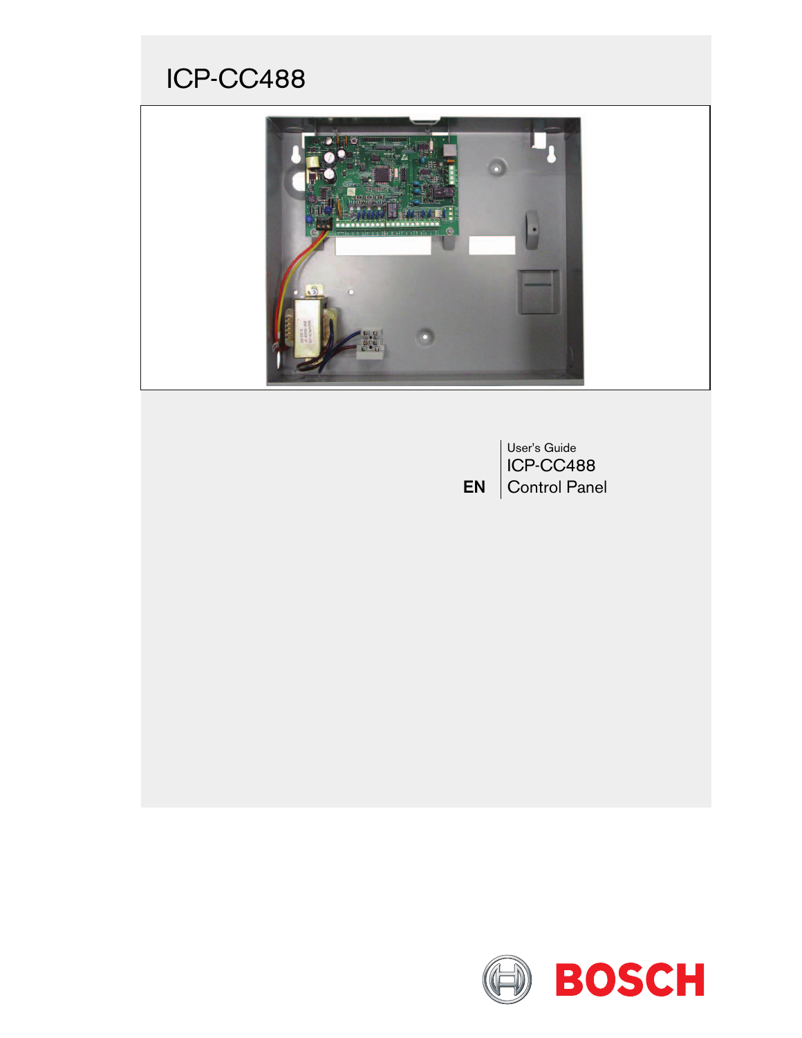# ICP-CC488

User's Guide

ICP-CC488

EN | Control Panel

BOSCH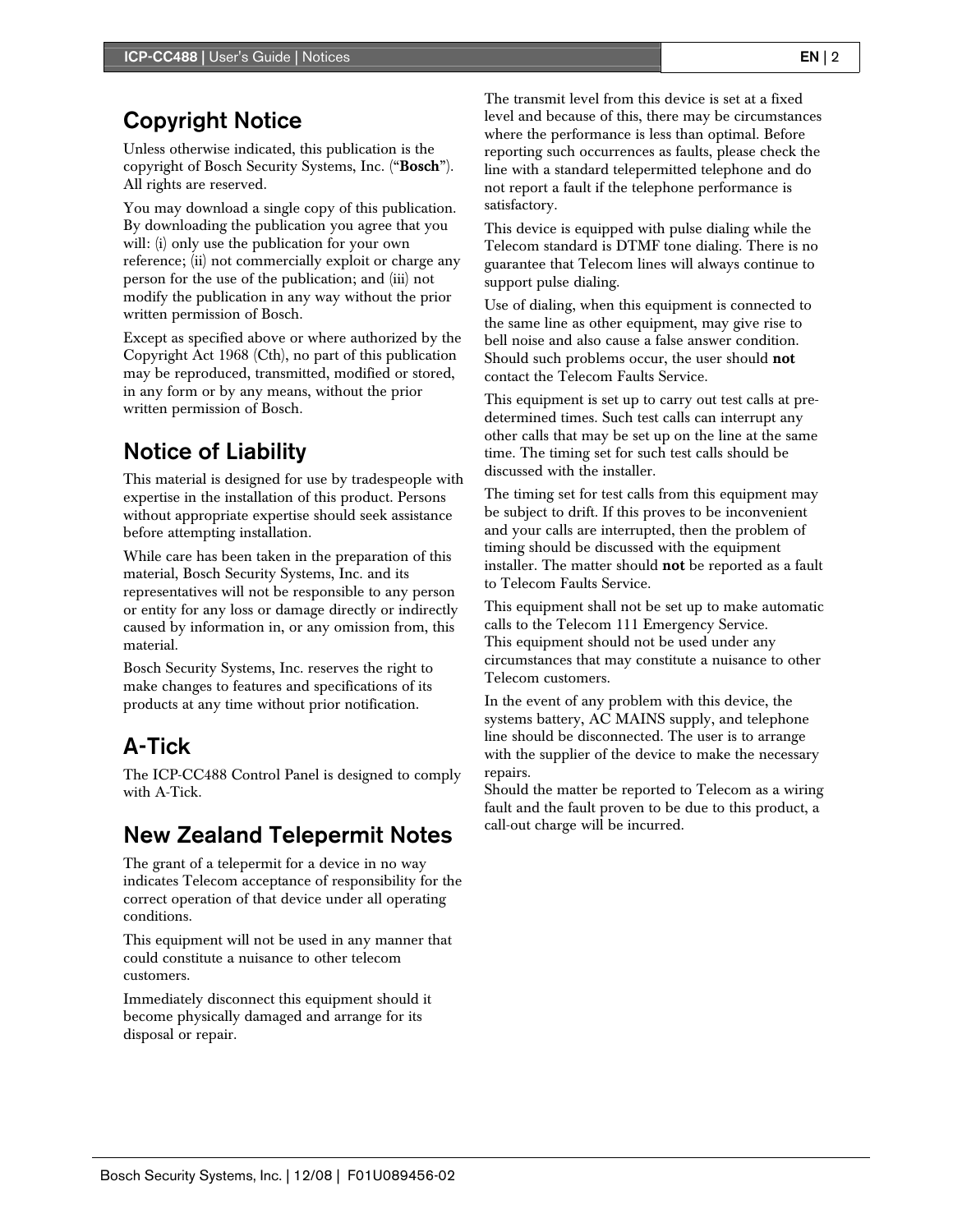## Copyright Notice

Unless otherwise indicated, this publication is the copyright of Bosch Security Systems, Inc. ("**Bosch**"). All rights are reserved.

You may download a single copy of this publication. By downloading the publication you agree that you will: (i) only use the publication for your own reference; (ii) not commercially exploit or charge any person for the use of the publication; and (iii) not modify the publication in any way without the prior written permission of Bosch.

Except as specified above or where authorized by the Copyright Act 1968 (Cth), no part of this publication may be reproduced, transmitted, modified or stored, in any form or by any means, without the prior written permission of Bosch.

## Notice of Liability

This material is designed for use by tradespeople with expertise in the installation of this product. Persons without appropriate expertise should seek assistance before attempting installation.

While care has been taken in the preparation of this material, Bosch Security Systems, Inc. and its representatives will not be responsible to any person or entity for any loss or damage directly or indirectly caused by information in, or any omission from, this material.

Bosch Security Systems, Inc. reserves the right to make changes to features and specifications of its products at any time without prior notification.

## A-Tick

The ICP-CC488 Control Panel is designed to comply with A-Tick.

## New Zealand Telepermit Notes

The grant of a telepermit for a device in no way indicates Telecom acceptance of responsibility for the correct operation of that device under all operating conditions.

This equipment will not be used in any manner that could constitute a nuisance to other telecom customers.

Immediately disconnect this equipment should it become physically damaged and arrange for its disposal or repair.

The transmit level from this device is set at a fixed level and because of this, there may be circumstances where the performance is less than optimal. Before reporting such occurrences as faults, please check the line with a standard telepermitted telephone and do not report a fault if the telephone performance is satisfactory.

This device is equipped with pulse dialing while the Telecom standard is DTMF tone dialing. There is no guarantee that Telecom lines will always continue to support pulse dialing.

Use of dialing, when this equipment is connected to the same line as other equipment, may give rise to bell noise and also cause a false answer condition. Should such problems occur, the user should **not** contact the Telecom Faults Service.

This equipment is set up to carry out test calls at pre-determined times. Such test calls can interrupt any other calls that may be set up on the line at the same time. The timing set for such test calls should be discussed with the installer.

The timing set for test calls from this equipment may be subject to drift. If this proves to be inconvenient and your calls are interrupted, then the problem of timing should be discussed with the equipment installer. The matter should **not** be reported as a fault to Telecom Faults Service.

This equipment shall not be set up to make automatic calls to the Telecom 111 Emergency Service.
This equipment should not be used under any circumstances that may constitute a nuisance to other Telecom customers.

In the event of any problem with this device, the systems battery, AC MAINS supply, and telephone line should be disconnected. The user is to arrange with the supplier of the device to make the necessary repairs.
Should the matter be reported to Telecom as a wiring fault and the fault proven to be due to this product, a call-out charge will be incurred.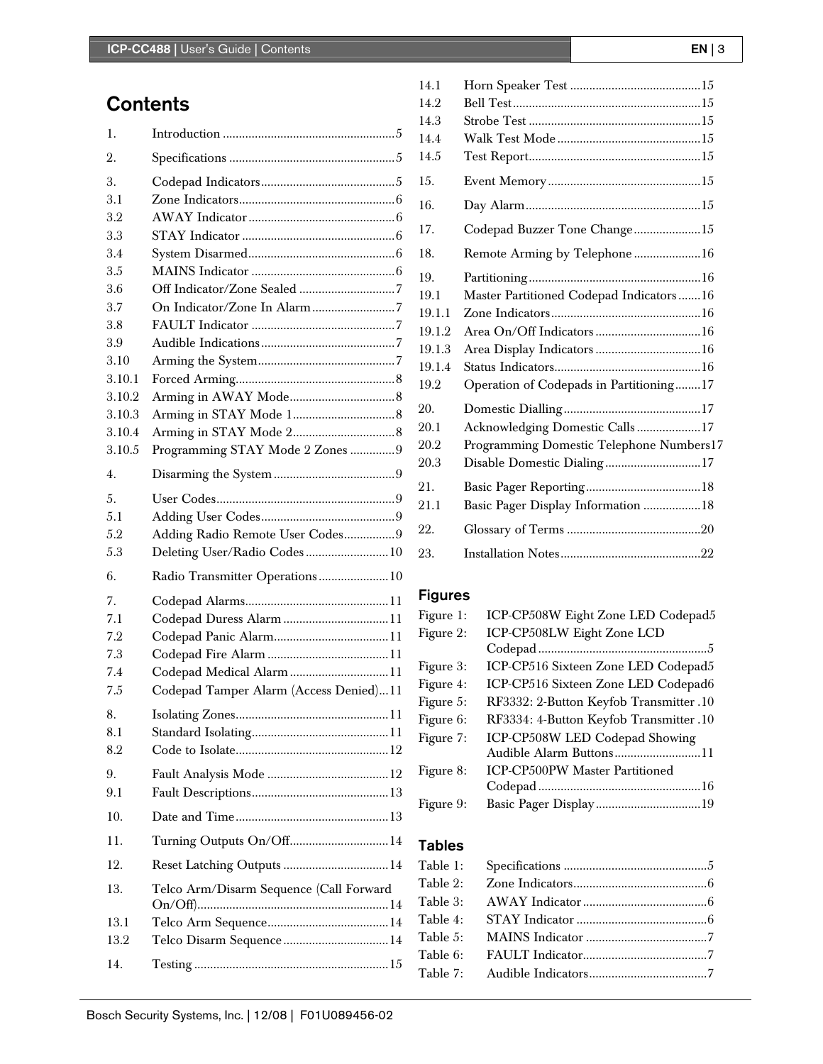# Contents

| | | |
|---|---|---|
| 1. | Introduction | 5 |
| 2. | Specifications | 5 |
| 3. | Codepad Indicators | 5 |
| 3.1 | Zone Indicators | 6 |
| 3.2 | AWAY Indicator | 6 |
| 3.3 | STAY Indicator | 6 |
| 3.4 | System Disarmed | 6 |
| 3.5 | MAINS Indicator | 6 |
| 3.6 | Off Indicator/Zone Sealed | 7 |
| 3.7 | On Indicator/Zone In Alarm | 7 |
| 3.8 | FAULT Indicator | 7 |
| 3.9 | Audible Indications | 7 |
| 3.10 | Arming the System | 7 |
| 3.10.1 | Forced Arming | 8 |
| 3.10.2 | Arming in AWAY Mode | 8 |
| 3.10.3 | Arming in STAY Mode 1 | 8 |
| 3.10.4 | Arming in STAY Mode 2 | 8 |
| 3.10.5 | Programming STAY Mode 2 Zones | 9 |
| 4. | Disarming the System | 9 |
| 5. | User Codes | 9 |
| 5.1 | Adding User Codes | 9 |
| 5.2 | Adding Radio Remote User Codes | 9 |
| 5.3 | Deleting User/Radio Codes | 10 |
| 6. | Radio Transmitter Operations | 10 |
| 7. | Codepad Alarms | 11 |
| 7.1 | Codepad Duress Alarm | 11 |
| 7.2 | Codepad Panic Alarm | 11 |
| 7.3 | Codepad Fire Alarm | 11 |
| 7.4 | Codepad Medical Alarm | 11 |
| 7.5 | Codepad Tamper Alarm (Access Denied) | 11 |
| 8. | Isolating Zones | 11 |
| 8.1 | Standard Isolating | 11 |
| 8.2 | Code to Isolate | 12 |
| 9. | Fault Analysis Mode | 12 |
| 9.1 | Fault Descriptions | 13 |
| 10. | Date and Time | 13 |
| 11. | Turning Outputs On/Off | 14 |
| 12. | Reset Latching Outputs | 14 |
| 13. | Telco Arm/Disarm Sequence (Call Forward On/Off) | 14 |
| 13.1 | Telco Arm Sequence | 14 |
| 13.2 | Telco Disarm Sequence | 14 |
| 14. | Testing | 15 |
| 14.1 | Horn Speaker Test | 15 |
| 14.2 | Bell Test | 15 |
| 14.3 | Strobe Test | 15 |
| 14.4 | Walk Test Mode | 15 |
| 14.5 | Test Report | 15 |
| 15. | Event Memory | 15 |
| 16. | Day Alarm | 15 |
| 17. | Codepad Buzzer Tone Change | 15 |
| 18. | Remote Arming by Telephone | 16 |
| 19. | Partitioning | 16 |
| 19.1 | Master Partitioned Codepad Indicators | 16 |
| 19.1.1 | Zone Indicators | 16 |
| 19.1.2 | Area On/Off Indicators | 16 |
| 19.1.3 | Area Display Indicators | 16 |
| 19.1.4 | Status Indicators | 16 |
| 19.2 | Operation of Codepads in Partitioning | 17 |
| 20. | Domestic Dialling | 17 |
| 20.1 | Acknowledging Domestic Calls | 17 |
| 20.2 | Programming Domestic Telephone Numbers | 17 |
| 20.3 | Disable Domestic Dialing | 17 |
| 21. | Basic Pager Reporting | 18 |
| 21.1 | Basic Pager Display Information | 18 |
| 22. | Glossary of Terms | 20 |
| 23. | Installation Notes | 22 |

## Figures

| | | |
|---|---|---|
| Figure 1: | ICP-CP508W Eight Zone LED Codepad | 5 |
| Figure 2: | ICP-CP508LW Eight Zone LCD Codepad | 5 |
| Figure 3: | ICP-CP516 Sixteen Zone LED Codepad | 5 |
| Figure 4: | ICP-CP516 Sixteen Zone LED Codepad | 6 |
| Figure 5: | RF3332: 2-Button Keyfob Transmitter | 10 |
| Figure 6: | RF3334: 4-Button Keyfob Transmitter | 10 |
| Figure 7: | ICP-CP508W LED Codepad Showing Audible Alarm Buttons | 11 |
| Figure 8: | ICP-CP500PW Master Partitioned Codepad | 16 |
| Figure 9: | Basic Pager Display | 19 |

## Tables

| | | |
|---|---|---|
| Table 1: | Specifications | 5 |
| Table 2: | Zone Indicators | 6 |
| Table 3: | AWAY Indicator | 6 |
| Table 4: | STAY Indicator | 6 |
| Table 5: | MAINS Indicator | 7 |
| Table 6: | FAULT Indicator | 7 |
| Table 7: | Audible Indicators | 7 |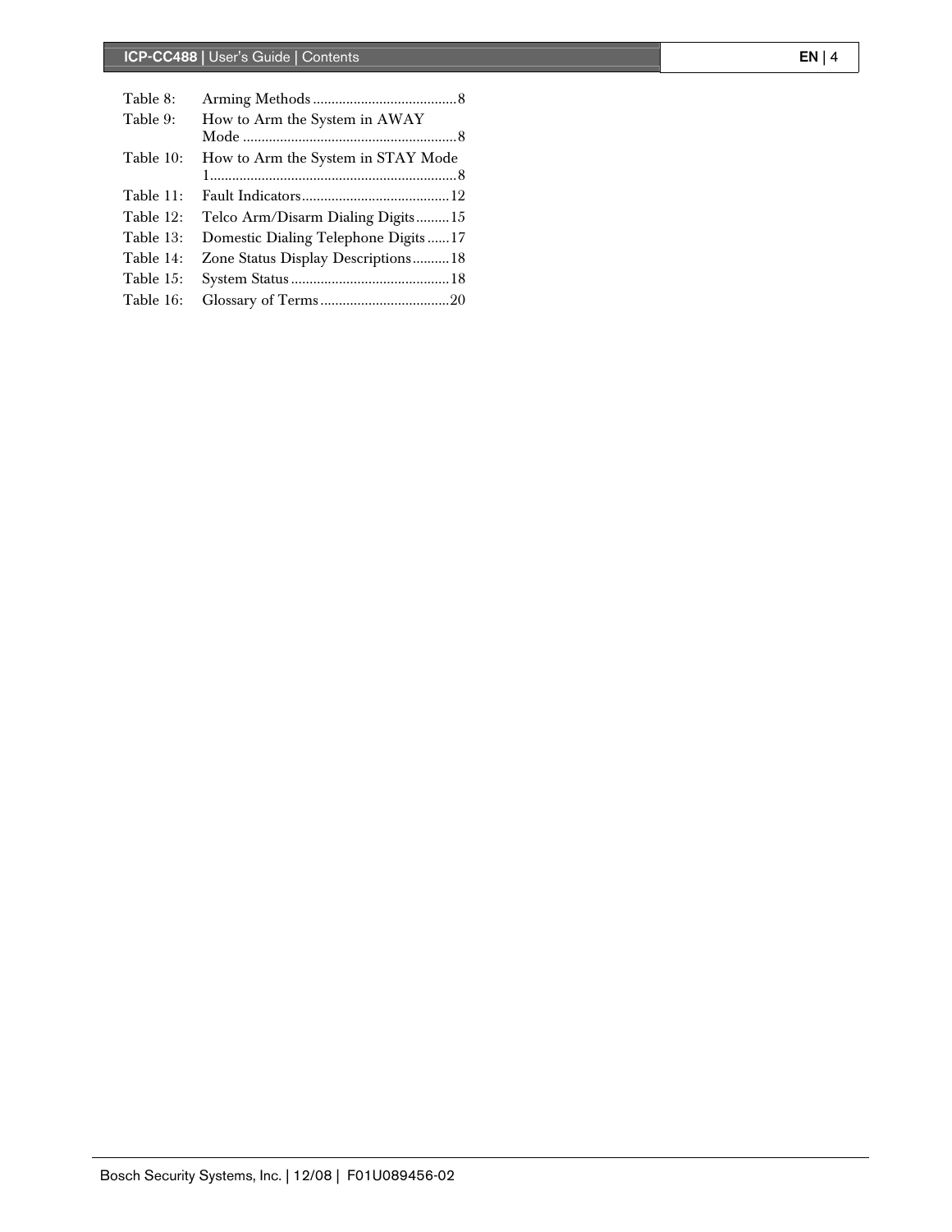| | | |
|---|---|---|
| Table 8: | Arming Methods | 8 |
| Table 9: | How to Arm the System in AWAY Mode | 8 |
| Table 10: | How to Arm the System in STAY Mode 1 | 8 |
| Table 11: | Fault Indicators | 12 |
| Table 12: | Telco Arm/Disarm Dialing Digits | 15 |
| Table 13: | Domestic Dialing Telephone Digits | 17 |
| Table 14: | Zone Status Display Descriptions | 18 |
| Table 15: | System Status | 18 |
| Table 16: | Glossary of Terms | 20 |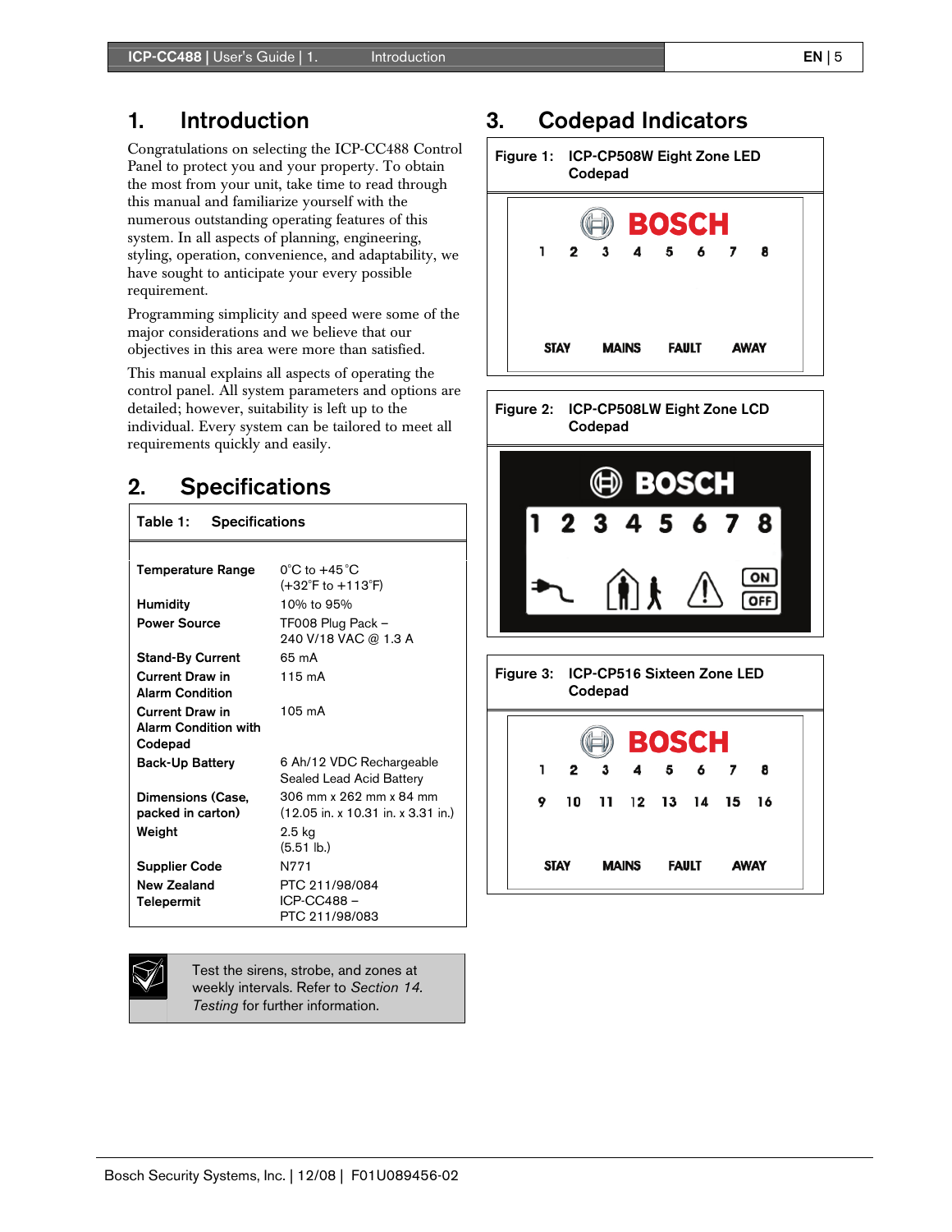# 1. Introduction

Congratulations on selecting the ICP-CC488 Control Panel to protect you and your property. To obtain the most from your unit, take time to read through this manual and familiarize yourself with the numerous outstanding operating features of this system. In all aspects of planning, engineering, styling, operation, convenience, and adaptability, we have sought to anticipate your every possible requirement.

Programming simplicity and speed were some of the major considerations and we believe that our objectives in this area were more than satisfied.

This manual explains all aspects of operating the control panel. All system parameters and options are detailed; however, suitability is left up to the individual. Every system can be tailored to meet all requirements quickly and easily.

# 2. Specifications

**Table 1: Specifications**

| | |
|---|---|
| **Temperature Range** | 0˚C to +45˚C (+32˚F to +113˚F) |
| **Humidity** | 10% to 95% |
| **Power Source** | TF008 Plug Pack – 240 V/18 VAC @ 1.3 A |
| **Stand-By Current** | 65 mA |
| **Current Draw in Alarm Condition** | 115 mA |
| **Current Draw in Alarm Condition with Codepad** | 105 mA |
| **Back-Up Battery** | 6 Ah/12 VDC Rechargeable Sealed Lead Acid Battery |
| **Dimensions (Case, packed in carton)** | 306 mm x 262 mm x 84 mm (12.05 in. x 10.31 in. x 3.31 in.) |
| **Weight** | 2.5 kg (5.51 lb.) |
| **Supplier Code** | N771 |
| **New Zealand Telepermit** | PTC 211/98/084 ICP-CC488 – PTC 211/98/083 |

Test the sirens, strobe, and zones at weekly intervals. Refer to *Section 14. Testing* for further information.

# 3. Codepad Indicators

**Figure 1: ICP-CP508W Eight Zone LED Codepad**

BOSCH
1 2 3 4 5 6 7 8
STAY MAINS FAULT AWAY

**Figure 2: ICP-CP508LW Eight Zone LCD Codepad**

BOSCH
1 2 3 4 5 6 7 8
ON OFF

**Figure 3: ICP-CP516 Sixteen Zone LED Codepad**

BOSCH
1 2 3 4 5 6 7 8
9 10 11 12 13 14 15 16
STAY MAINS FAULT AWAY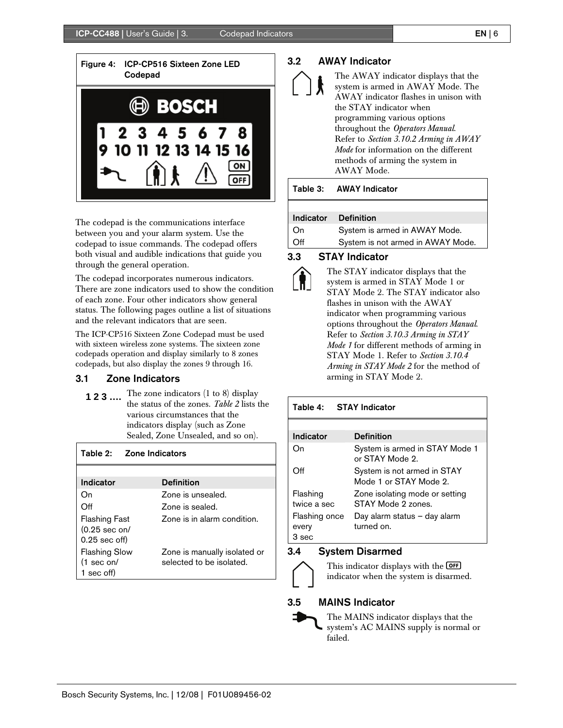Figure 4: ICP-CP516 Sixteen Zone LED Codepad

The codepad is the communications interface between you and your alarm system. Use the codepad to issue commands. The codepad offers both visual and audible indications that guide you through the general operation.

The codepad incorporates numerous indicators. There are zone indicators used to show the condition of each zone. Four other indicators show general status. The following pages outline a list of situations and the relevant indicators that are seen.

The ICP-CP516 Sixteen Zone Codepad must be used with sixteen wireless zone systems. The sixteen zone codepads operation and display similarly to 8 zones codepads, but also display the zones 9 through 16.

## 3.1 Zone Indicators

**1 2 3 ....** The zone indicators (1 to 8) display the status of the zones. *Table 2* lists the various circumstances that the indicators display (such as Zone Sealed, Zone Unsealed, and so on).

**Table 2: Zone Indicators**

| Indicator | Definition |
|---|---|
| On | Zone is unsealed. |
| Off | Zone is sealed. |
| Flashing Fast (0.25 sec on/ 0.25 sec off) | Zone is in alarm condition. |
| Flashing Slow (1 sec on/ 1 sec off) | Zone is manually isolated or selected to be isolated. |

## 3.2 AWAY Indicator

The AWAY indicator displays that the system is armed in AWAY Mode. The AWAY indicator flashes in unison with the STAY indicator when programming various options throughout the *Operators Manual*. Refer to *Section 3.10.2 Arming in AWAY Mode* for information on the different methods of arming the system in AWAY Mode.

**Table 3: AWAY Indicator**

| Indicator | Definition |
|---|---|
| On | System is armed in AWAY Mode. |
| Off | System is not armed in AWAY Mode. |

## 3.3 STAY Indicator

The STAY indicator displays that the system is armed in STAY Mode 1 or STAY Mode 2. The STAY indicator also flashes in unison with the AWAY indicator when programming various options throughout the *Operators Manual*. Refer to *Section 3.10.3 Arming in STAY Mode 1* for different methods of arming in STAY Mode 1. Refer to *Section 3.10.4 Arming in STAY Mode 2* for the method of arming in STAY Mode 2.

**Table 4: STAY Indicator**

| Indicator | Definition |
|---|---|
| On | System is armed in STAY Mode 1 or STAY Mode 2. |
| Off | System is not armed in STAY Mode 1 or STAY Mode 2. |
| Flashing twice a sec | Zone isolating mode or setting STAY Mode 2 zones. |
| Flashing once every 3 sec | Day alarm status – day alarm turned on. |

## 3.4 System Disarmed

This indicator displays with the OFF indicator when the system is disarmed.

## 3.5 MAINS Indicator

The MAINS indicator displays that the system's AC MAINS supply is normal or failed.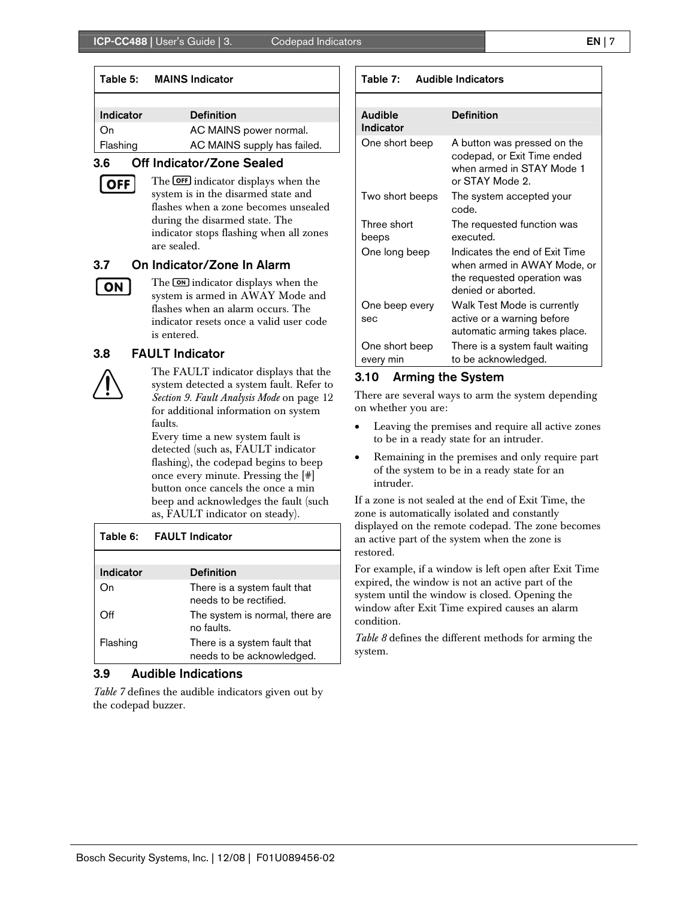**Table 5: MAINS Indicator**

| Indicator | Definition |
|---|---|
| On | AC MAINS power normal. |
| Flashing | AC MAINS supply has failed. |

### 3.6 Off Indicator/Zone Sealed

The OFF indicator displays when the system is in the disarmed state and flashes when a zone becomes unsealed during the disarmed state. The indicator stops flashing when all zones are sealed.

### 3.7 On Indicator/Zone In Alarm

The ON indicator displays when the system is armed in AWAY Mode and flashes when an alarm occurs. The indicator resets once a valid user code is entered.

### 3.8 FAULT Indicator

The FAULT indicator displays that the system detected a system fault. Refer to *Section 9. Fault Analysis Mode* on page 12 for additional information on system faults.

Every time a new system fault is detected (such as, FAULT indicator flashing), the codepad begins to beep once every minute. Pressing the [#] button once cancels the once a min beep and acknowledges the fault (such as, FAULT indicator on steady).

**Table 6: FAULT Indicator**

| Indicator | Definition |
|---|---|
| On | There is a system fault that needs to be rectified. |
| Off | The system is normal, there are no faults. |
| Flashing | There is a system fault that needs to be acknowledged. |

### 3.9 Audible Indications

*Table 7* defines the audible indicators given out by the codepad buzzer.

**Table 7: Audible Indicators**

| Audible Indicator | Definition |
|---|---|
| One short beep | A button was pressed on the codepad, or Exit Time ended when armed in STAY Mode 1 or STAY Mode 2. |
| Two short beeps | The system accepted your code. |
| Three short beeps | The requested function was executed. |
| One long beep | Indicates the end of Exit Time when armed in AWAY Mode, or the requested operation was denied or aborted. |
| One beep every sec | Walk Test Mode is currently active or a warning before automatic arming takes place. |
| One short beep every min | There is a system fault waiting to be acknowledged. |

### 3.10 Arming the System

There are several ways to arm the system depending on whether you are:

- Leaving the premises and require all active zones to be in a ready state for an intruder.
- Remaining in the premises and only require part of the system to be in a ready state for an intruder.

If a zone is not sealed at the end of Exit Time, the zone is automatically isolated and constantly displayed on the remote codepad. The zone becomes an active part of the system when the zone is restored.

For example, if a window is left open after Exit Time expired, the window is not an active part of the system until the window is closed. Opening the window after Exit Time expired causes an alarm condition.

*Table 8* defines the different methods for arming the system.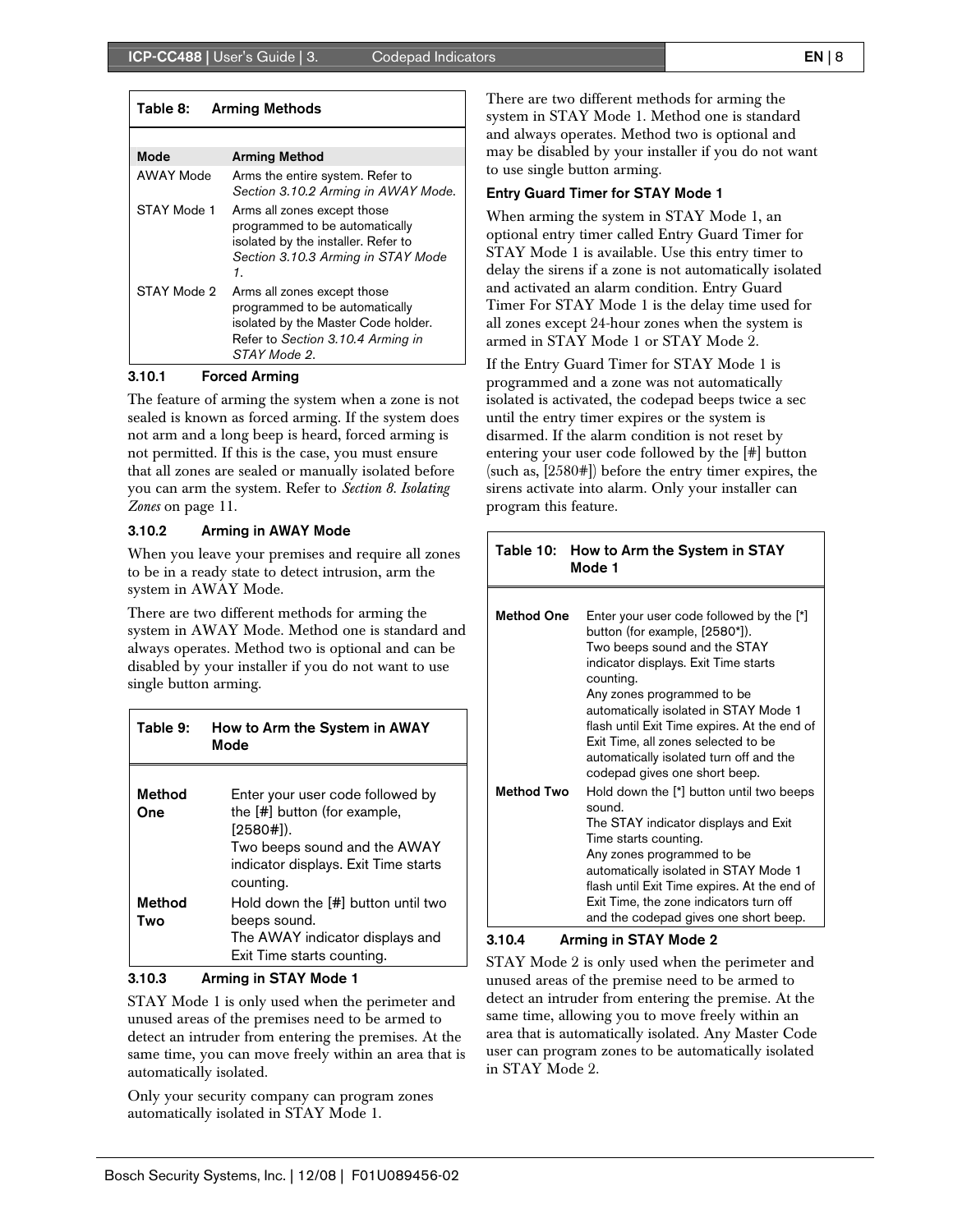**Table 8: Arming Methods**

| Mode | Arming Method |
|---|---|
| AWAY Mode | Arms the entire system. Refer to *Section 3.10.2 Arming in AWAY Mode*. |
| STAY Mode 1 | Arms all zones except those programmed to be automatically isolated by the installer. Refer to *Section 3.10.3 Arming in STAY Mode 1*. |
| STAY Mode 2 | Arms all zones except those programmed to be automatically isolated by the Master Code holder. Refer to *Section 3.10.4 Arming in STAY Mode 2*. |

### 3.10.1 Forced Arming

The feature of arming the system when a zone is not sealed is known as forced arming. If the system does not arm and a long beep is heard, forced arming is not permitted. If this is the case, you must ensure that all zones are sealed or manually isolated before you can arm the system. Refer to *Section 8. Isolating Zones* on page 11.

### 3.10.2 Arming in AWAY Mode

When you leave your premises and require all zones to be in a ready state to detect intrusion, arm the system in AWAY Mode.

There are two different methods for arming the system in AWAY Mode. Method one is standard and always operates. Method two is optional and can be disabled by your installer if you do not want to use single button arming.

**Table 9: How to Arm the System in AWAY Mode**

| | |
|---|---|
| **Method One** | Enter your user code followed by the [#] button (for example, [2580#]).<br>Two beeps sound and the AWAY indicator displays. Exit Time starts counting. |
| **Method Two** | Hold down the [#] button until two beeps sound.<br>The AWAY indicator displays and Exit Time starts counting. |

### 3.10.3 Arming in STAY Mode 1

STAY Mode 1 is only used when the perimeter and unused areas of the premises need to be armed to detect an intruder from entering the premises. At the same time, you can move freely within an area that is automatically isolated.

Only your security company can program zones automatically isolated in STAY Mode 1.

There are two different methods for arming the system in STAY Mode 1. Method one is standard and always operates. Method two is optional and may be disabled by your installer if you do not want to use single button arming.

**Entry Guard Timer for STAY Mode 1**

When arming the system in STAY Mode 1, an optional entry timer called Entry Guard Timer for STAY Mode 1 is available. Use this entry timer to delay the sirens if a zone is not automatically isolated and activated an alarm condition. Entry Guard Timer For STAY Mode 1 is the delay time used for all zones except 24-hour zones when the system is armed in STAY Mode 1 or STAY Mode 2.

If the Entry Guard Timer for STAY Mode 1 is programmed and a zone was not automatically isolated is activated, the codepad beeps twice a sec until the entry timer expires or the system is disarmed. If the alarm condition is not reset by entering your user code followed by the [#] button (such as, [2580#]) before the entry timer expires, the sirens activate into alarm. Only your installer can program this feature.

**Table 10: How to Arm the System in STAY Mode 1**

| | |
|---|---|
| **Method One** | Enter your user code followed by the [*] button (for example, [2580*]).<br>Two beeps sound and the STAY indicator displays. Exit Time starts counting.<br>Any zones programmed to be automatically isolated in STAY Mode 1 flash until Exit Time expires. At the end of Exit Time, all zones selected to be automatically isolated turn off and the codepad gives one short beep. |
| **Method Two** | Hold down the [*] button until two beeps sound.<br>The STAY indicator displays and Exit Time starts counting.<br>Any zones programmed to be automatically isolated in STAY Mode 1 flash until Exit Time expires. At the end of Exit Time, the zone indicators turn off and the codepad gives one short beep. |

### 3.10.4 Arming in STAY Mode 2

STAY Mode 2 is only used when the perimeter and unused areas of the premise need to be armed to detect an intruder from entering the premise. At the same time, allowing you to move freely within an area that is automatically isolated. Any Master Code user can program zones to be automatically isolated in STAY Mode 2.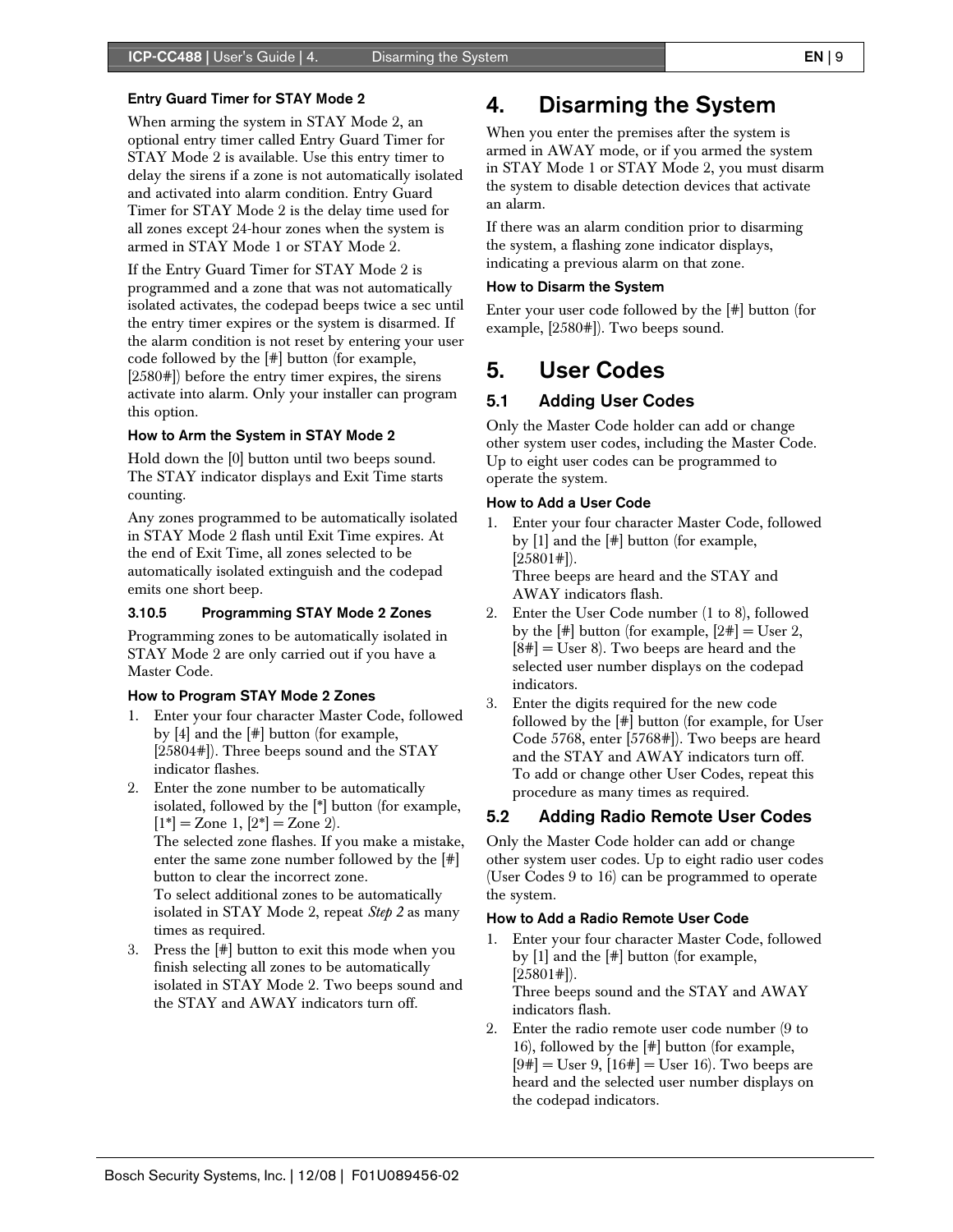#### Entry Guard Timer for STAY Mode 2

When arming the system in STAY Mode 2, an optional entry timer called Entry Guard Timer for STAY Mode 2 is available. Use this entry timer to delay the sirens if a zone is not automatically isolated and activated into alarm condition. Entry Guard Timer for STAY Mode 2 is the delay time used for all zones except 24-hour zones when the system is armed in STAY Mode 1 or STAY Mode 2.

If the Entry Guard Timer for STAY Mode 2 is programmed and a zone that was not automatically isolated activates, the codepad beeps twice a sec until the entry timer expires or the system is disarmed. If the alarm condition is not reset by entering your user code followed by the [#] button (for example, [2580#]) before the entry timer expires, the sirens activate into alarm. Only your installer can program this option.

#### How to Arm the System in STAY Mode 2

Hold down the [0] button until two beeps sound. The STAY indicator displays and Exit Time starts counting.

Any zones programmed to be automatically isolated in STAY Mode 2 flash until Exit Time expires. At the end of Exit Time, all zones selected to be automatically isolated extinguish and the codepad emits one short beep.

### 3.10.5 Programming STAY Mode 2 Zones

Programming zones to be automatically isolated in STAY Mode 2 are only carried out if you have a Master Code.

#### How to Program STAY Mode 2 Zones

1. Enter your four character Master Code, followed by [4] and the [#] button (for example, [25804#]). Three beeps sound and the STAY indicator flashes.
2. Enter the zone number to be automatically isolated, followed by the [*] button (for example, [1*] = Zone 1, [2*] = Zone 2).
   The selected zone flashes. If you make a mistake, enter the same zone number followed by the [#] button to clear the incorrect zone.
   To select additional zones to be automatically isolated in STAY Mode 2, repeat *Step 2* as many times as required.
3. Press the [#] button to exit this mode when you finish selecting all zones to be automatically isolated in STAY Mode 2. Two beeps sound and the STAY and AWAY indicators turn off.

# 4. Disarming the System

When you enter the premises after the system is armed in AWAY mode, or if you armed the system in STAY Mode 1 or STAY Mode 2, you must disarm the system to disable detection devices that activate an alarm.

If there was an alarm condition prior to disarming the system, a flashing zone indicator displays, indicating a previous alarm on that zone.

#### How to Disarm the System

Enter your user code followed by the [#] button (for example, [2580#]). Two beeps sound.

# 5. User Codes

## 5.1 Adding User Codes

Only the Master Code holder can add or change other system user codes, including the Master Code. Up to eight user codes can be programmed to operate the system.

#### How to Add a User Code

1. Enter your four character Master Code, followed by [1] and the [#] button (for example, [25801#]).
   Three beeps are heard and the STAY and AWAY indicators flash.
2. Enter the User Code number (1 to 8), followed by the [#] button (for example, [2#] = User 2, [8#] = User 8). Two beeps are heard and the selected user number displays on the codepad indicators.
3. Enter the digits required for the new code followed by the [#] button (for example, for User Code 5768, enter [5768#]). Two beeps are heard and the STAY and AWAY indicators turn off.
   To add or change other User Codes, repeat this procedure as many times as required.

## 5.2 Adding Radio Remote User Codes

Only the Master Code holder can add or change other system user codes. Up to eight radio user codes (User Codes 9 to 16) can be programmed to operate the system.

#### How to Add a Radio Remote User Code

1. Enter your four character Master Code, followed by [1] and the [#] button (for example, [25801#]).
   Three beeps sound and the STAY and AWAY indicators flash.
2. Enter the radio remote user code number (9 to 16), followed by the [#] button (for example, [9#] = User 9, [16#] = User 16). Two beeps are heard and the selected user number displays on the codepad indicators.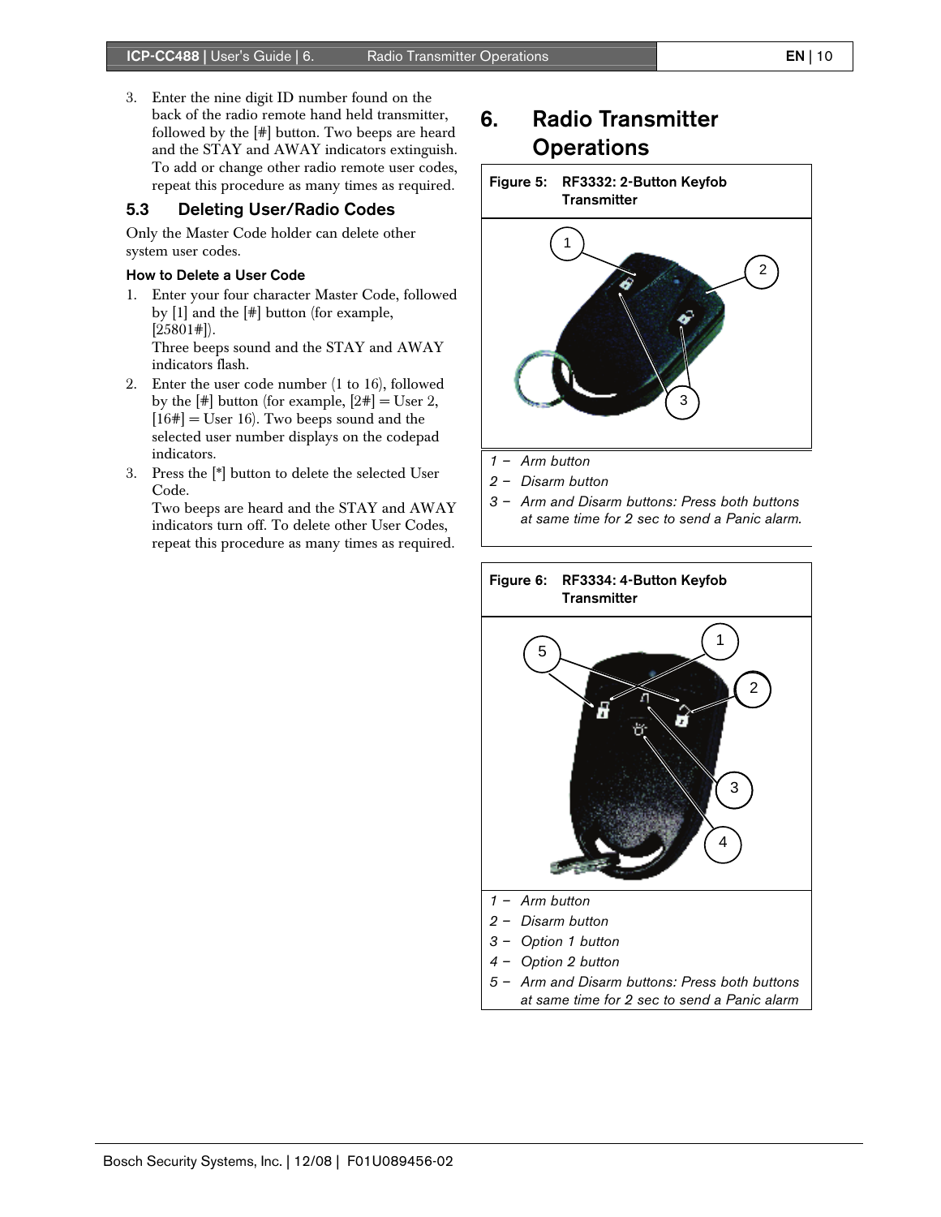3. Enter the nine digit ID number found on the back of the radio remote hand held transmitter, followed by the [#] button. Two beeps are heard and the STAY and AWAY indicators extinguish. To add or change other radio remote user codes, repeat this procedure as many times as required.

## 5.3 Deleting User/Radio Codes

Only the Master Code holder can delete other system user codes.

**How to Delete a User Code**

1. Enter your four character Master Code, followed by [1] and the [#] button (for example, [25801#]).
   Three beeps sound and the STAY and AWAY indicators flash.
2. Enter the user code number (1 to 16), followed by the [#] button (for example, [2#] = User 2, [16#] = User 16). Two beeps sound and the selected user number displays on the codepad indicators.
3. Press the [*] button to delete the selected User Code.
   Two beeps are heard and the STAY and AWAY indicators turn off. To delete other User Codes, repeat this procedure as many times as required.

# 6. Radio Transmitter Operations

**Figure 5: RF3332: 2-Button Keyfob Transmitter**

*1 – Arm button*
*2 – Disarm button*
*3 – Arm and Disarm buttons: Press both buttons at same time for 2 sec to send a Panic alarm.*

**Figure 6: RF3334: 4-Button Keyfob Transmitter**

*1 – Arm button*
*2 – Disarm button*
*3 – Option 1 button*
*4 – Option 2 button*
*5 – Arm and Disarm buttons: Press both buttons at same time for 2 sec to send a Panic alarm*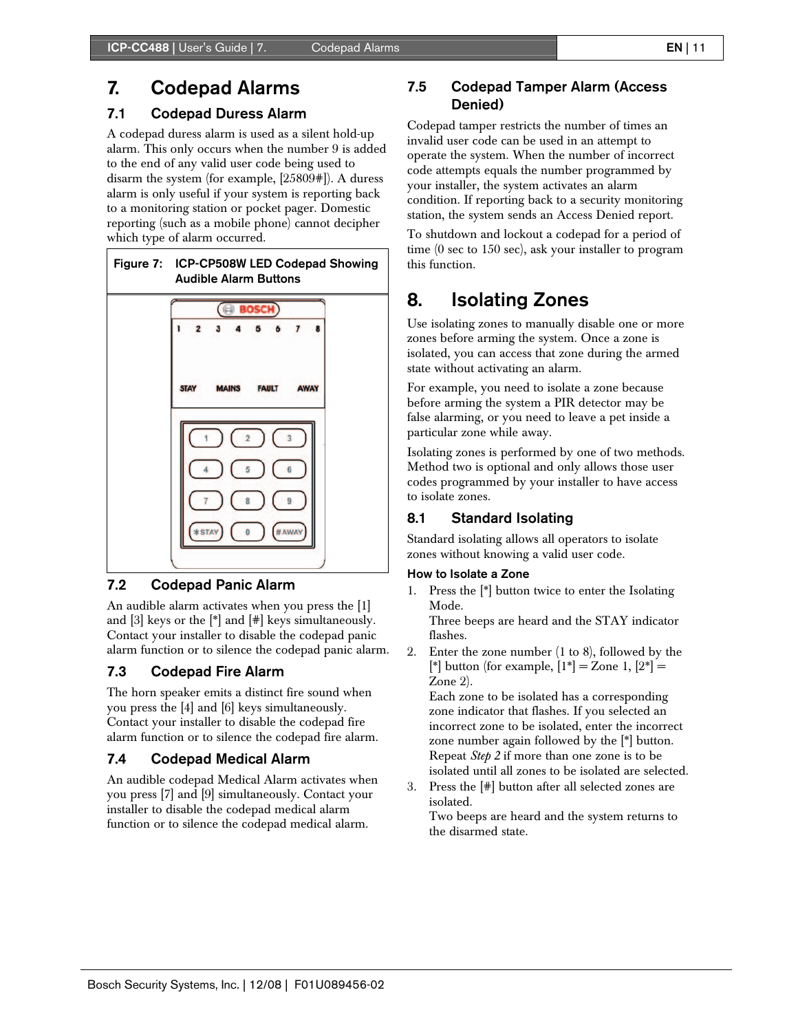# 7. Codepad Alarms

## 7.1 Codepad Duress Alarm

A codepad duress alarm is used as a silent hold-up alarm. This only occurs when the number 9 is added to the end of any valid user code being used to disarm the system (for example, [25809#]). A duress alarm is only useful if your system is reporting back to a monitoring station or pocket pager. Domestic reporting (such as a mobile phone) cannot decipher which type of alarm occurred.

**Figure 7: ICP-CP508W LED Codepad Showing Audible Alarm Buttons**

## 7.2 Codepad Panic Alarm

An audible alarm activates when you press the [1] and [3] keys or the [*] and [#] keys simultaneously. Contact your installer to disable the codepad panic alarm function or to silence the codepad panic alarm.

## 7.3 Codepad Fire Alarm

The horn speaker emits a distinct fire sound when you press the [4] and [6] keys simultaneously. Contact your installer to disable the codepad fire alarm function or to silence the codepad fire alarm.

## 7.4 Codepad Medical Alarm

An audible codepad Medical Alarm activates when you press [7] and [9] simultaneously. Contact your installer to disable the codepad medical alarm function or to silence the codepad medical alarm.

## 7.5 Codepad Tamper Alarm (Access Denied)

Codepad tamper restricts the number of times an invalid user code can be used in an attempt to operate the system. When the number of incorrect code attempts equals the number programmed by your installer, the system activates an alarm condition. If reporting back to a security monitoring station, the system sends an Access Denied report.

To shutdown and lockout a codepad for a period of time (0 sec to 150 sec), ask your installer to program this function.

# 8. Isolating Zones

Use isolating zones to manually disable one or more zones before arming the system. Once a zone is isolated, you can access that zone during the armed state without activating an alarm.

For example, you need to isolate a zone because before arming the system a PIR detector may be false alarming, or you need to leave a pet inside a particular zone while away.

Isolating zones is performed by one of two methods. Method two is optional and only allows those user codes programmed by your installer to have access to isolate zones.

## 8.1 Standard Isolating

Standard isolating allows all operators to isolate zones without knowing a valid user code.

### How to Isolate a Zone

1. Press the [*] button twice to enter the Isolating Mode.
   Three beeps are heard and the STAY indicator flashes.
2. Enter the zone number (1 to 8), followed by the [*] button (for example, [1*] = Zone 1, [2*] = Zone 2).
   Each zone to be isolated has a corresponding zone indicator that flashes. If you selected an incorrect zone to be isolated, enter the incorrect zone number again followed by the [*] button.
   Repeat *Step 2* if more than one zone is to be isolated until all zones to be isolated are selected.
3. Press the [#] button after all selected zones are isolated.
   Two beeps are heard and the system returns to the disarmed state.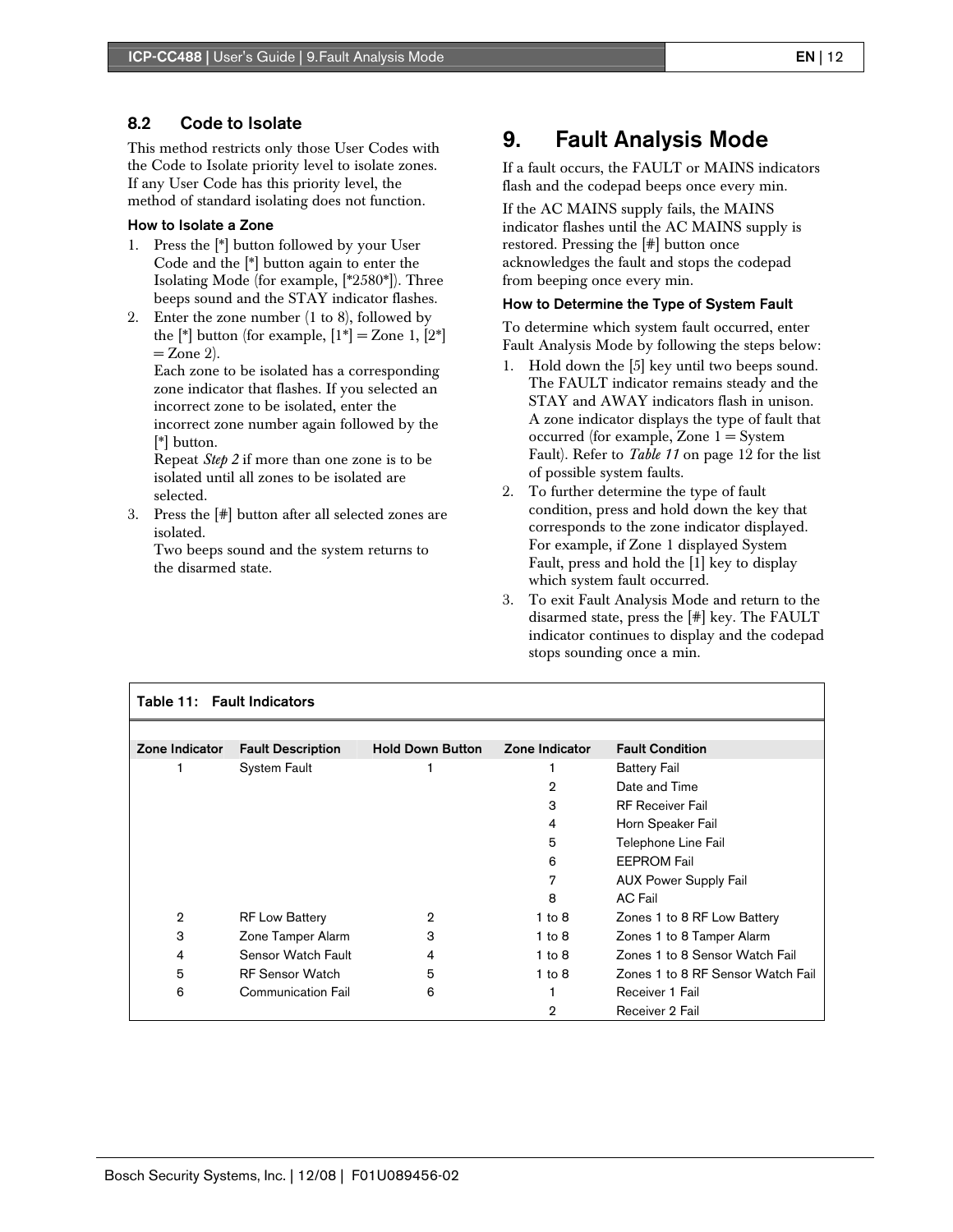## 8.2 Code to Isolate

This method restricts only those User Codes with the Code to Isolate priority level to isolate zones. If any User Code has this priority level, the method of standard isolating does not function.

### How to Isolate a Zone

1. Press the [*] button followed by your User Code and the [*] button again to enter the Isolating Mode (for example, [*2580*]). Three beeps sound and the STAY indicator flashes.
2. Enter the zone number (1 to 8), followed by the [*] button (for example, [1*] = Zone 1, [2*] = Zone 2).
   Each zone to be isolated has a corresponding zone indicator that flashes. If you selected an incorrect zone to be isolated, enter the incorrect zone number again followed by the [*] button.
   Repeat *Step 2* if more than one zone is to be isolated until all zones to be isolated are selected.
3. Press the [#] button after all selected zones are isolated.
   Two beeps sound and the system returns to the disarmed state.

# 9. Fault Analysis Mode

If a fault occurs, the FAULT or MAINS indicators flash and the codepad beeps once every min.

If the AC MAINS supply fails, the MAINS indicator flashes until the AC MAINS supply is restored. Pressing the [#] button once acknowledges the fault and stops the codepad from beeping once every min.

### How to Determine the Type of System Fault

To determine which system fault occurred, enter Fault Analysis Mode by following the steps below:

1. Hold down the [5] key until two beeps sound. The FAULT indicator remains steady and the STAY and AWAY indicators flash in unison. A zone indicator displays the type of fault that occurred (for example, Zone 1 = System Fault). Refer to *Table 11* on page 12 for the list of possible system faults.
2. To further determine the type of fault condition, press and hold down the key that corresponds to the zone indicator displayed. For example, if Zone 1 displayed System Fault, press and hold the [1] key to display which system fault occurred.
3. To exit Fault Analysis Mode and return to the disarmed state, press the [#] key. The FAULT indicator continues to display and the codepad stops sounding once a min.

**Table 11: Fault Indicators**

| Zone Indicator | Fault Description | Hold Down Button | Zone Indicator | Fault Condition |
|---|---|---|---|---|
| 1 | System Fault | 1 | 1 | Battery Fail |
| | | | 2 | Date and Time |
| | | | 3 | RF Receiver Fail |
| | | | 4 | Horn Speaker Fail |
| | | | 5 | Telephone Line Fail |
| | | | 6 | EEPROM Fail |
| | | | 7 | AUX Power Supply Fail |
| | | | 8 | AC Fail |
| 2 | RF Low Battery | 2 | 1 to 8 | Zones 1 to 8 RF Low Battery |
| 3 | Zone Tamper Alarm | 3 | 1 to 8 | Zones 1 to 8 Tamper Alarm |
| 4 | Sensor Watch Fault | 4 | 1 to 8 | Zones 1 to 8 Sensor Watch Fail |
| 5 | RF Sensor Watch | 5 | 1 to 8 | Zones 1 to 8 RF Sensor Watch Fail |
| 6 | Communication Fail | 6 | 1 | Receiver 1 Fail |
| | | | 2 | Receiver 2 Fail |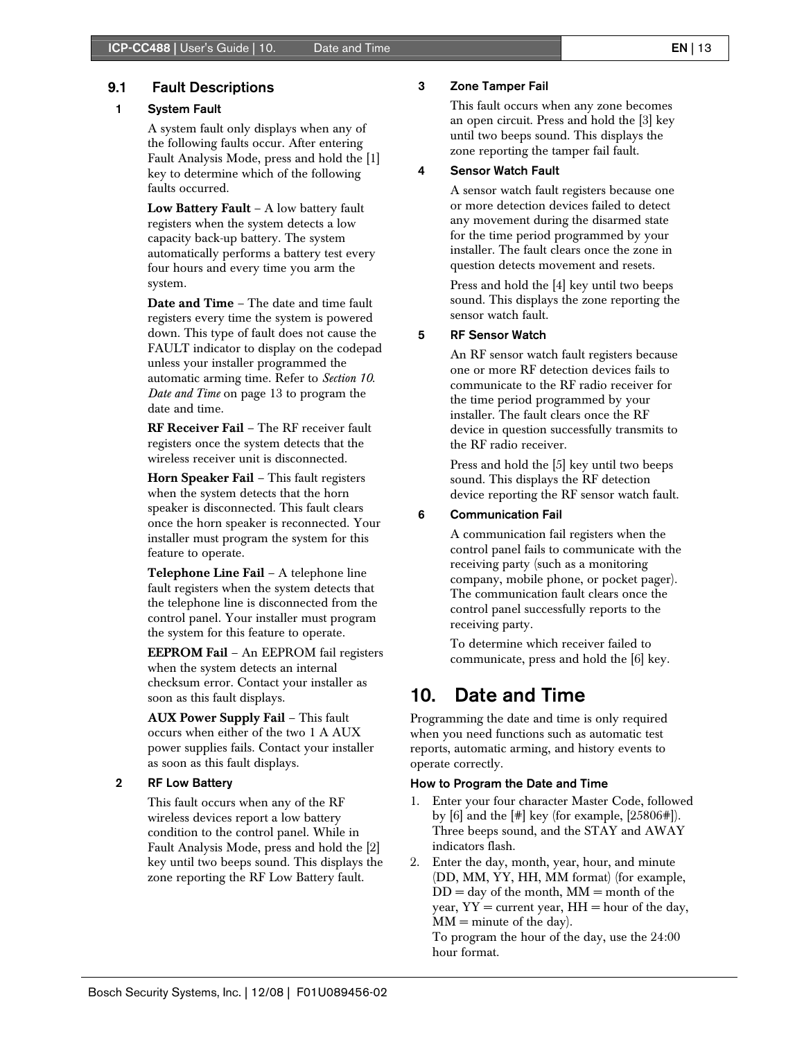## 9.1 Fault Descriptions

### 1 System Fault

A system fault only displays when any of the following faults occur. After entering Fault Analysis Mode, press and hold the [1] key to determine which of the following faults occurred.

**Low Battery Fault** – A low battery fault registers when the system detects a low capacity back-up battery. The system automatically performs a battery test every four hours and every time you arm the system.

**Date and Time** – The date and time fault registers every time the system is powered down. This type of fault does not cause the FAULT indicator to display on the codepad unless your installer programmed the automatic arming time. Refer to *Section 10. Date and Time* on page 13 to program the date and time.

**RF Receiver Fail** – The RF receiver fault registers once the system detects that the wireless receiver unit is disconnected.

**Horn Speaker Fail** – This fault registers when the system detects that the horn speaker is disconnected. This fault clears once the horn speaker is reconnected. Your installer must program the system for this feature to operate.

**Telephone Line Fail** – A telephone line fault registers when the system detects that the telephone line is disconnected from the control panel. Your installer must program the system for this feature to operate.

**EEPROM Fail** – An EEPROM fail registers when the system detects an internal checksum error. Contact your installer as soon as this fault displays.

**AUX Power Supply Fail** – This fault occurs when either of the two 1 A AUX power supplies fails. Contact your installer as soon as this fault displays.

### 2 RF Low Battery

This fault occurs when any of the RF wireless devices report a low battery condition to the control panel. While in Fault Analysis Mode, press and hold the [2] key until two beeps sound. This displays the zone reporting the RF Low Battery fault.

### 3 Zone Tamper Fail

This fault occurs when any zone becomes an open circuit. Press and hold the [3] key until two beeps sound. This displays the zone reporting the tamper fail fault.

### 4 Sensor Watch Fault

A sensor watch fault registers because one or more detection devices failed to detect any movement during the disarmed state for the time period programmed by your installer. The fault clears once the zone in question detects movement and resets.

Press and hold the [4] key until two beeps sound. This displays the zone reporting the sensor watch fault.

### 5 RF Sensor Watch

An RF sensor watch fault registers because one or more RF detection devices fails to communicate to the RF radio receiver for the time period programmed by your installer. The fault clears once the RF device in question successfully transmits to the RF radio receiver.

Press and hold the [5] key until two beeps sound. This displays the RF detection device reporting the RF sensor watch fault.

### 6 Communication Fail

A communication fail registers when the control panel fails to communicate with the receiving party (such as a monitoring company, mobile phone, or pocket pager). The communication fault clears once the control panel successfully reports to the receiving party.

To determine which receiver failed to communicate, press and hold the [6] key.

# 10. Date and Time

Programming the date and time is only required when you need functions such as automatic test reports, automatic arming, and history events to operate correctly.

**How to Program the Date and Time**

1. Enter your four character Master Code, followed by [6] and the [#] key (for example, [25806#]). Three beeps sound, and the STAY and AWAY indicators flash.
2. Enter the day, month, year, hour, and minute (DD, MM, YY, HH, MM format) (for example, DD = day of the month, MM = month of the year, YY = current year, HH = hour of the day, MM = minute of the day).
   To program the hour of the day, use the 24:00 hour format.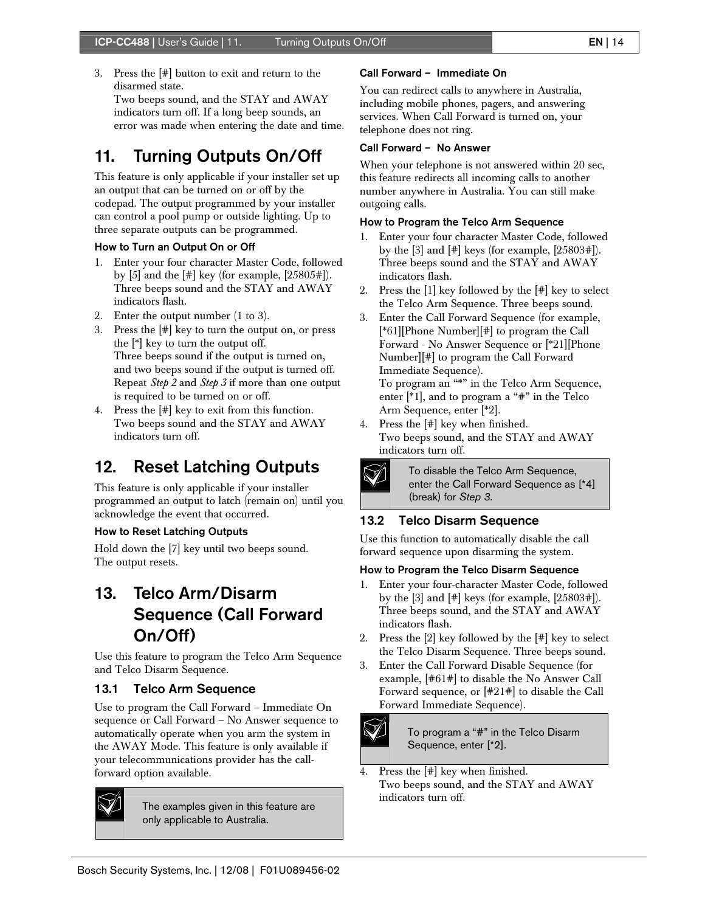3. Press the [#] button to exit and return to the disarmed state.
   Two beeps sound, and the STAY and AWAY indicators turn off. If a long beep sounds, an error was made when entering the date and time.

# 11. Turning Outputs On/Off

This feature is only applicable if your installer set up an output that can be turned on or off by the codepad. The output programmed by your installer can control a pool pump or outside lighting. Up to three separate outputs can be programmed.

### How to Turn an Output On or Off

1. Enter your four character Master Code, followed by [5] and the [#] key (for example, [25805#]).
   Three beeps sound and the STAY and AWAY indicators flash.
2. Enter the output number (1 to 3).
3. Press the [#] key to turn the output on, or press the [*] key to turn the output off.
   Three beeps sound if the output is turned on, and two beeps sound if the output is turned off. Repeat *Step 2* and *Step 3* if more than one output is required to be turned on or off.
4. Press the [#] key to exit from this function.
   Two beeps sound and the STAY and AWAY indicators turn off.

# 12. Reset Latching Outputs

This feature is only applicable if your installer programmed an output to latch (remain on) until you acknowledge the event that occurred.

### How to Reset Latching Outputs

Hold down the [7] key until two beeps sound.
The output resets.

# 13. Telco Arm/Disarm Sequence (Call Forward On/Off)

Use this feature to program the Telco Arm Sequence and Telco Disarm Sequence.

## 13.1 Telco Arm Sequence

Use to program the Call Forward – Immediate On sequence or Call Forward – No Answer sequence to automatically operate when you arm the system in the AWAY Mode. This feature is only available if your telecommunications provider has the call-forward option available.

> The examples given in this feature are only applicable to Australia.

### Call Forward – Immediate On

You can redirect calls to anywhere in Australia, including mobile phones, pagers, and answering services. When Call Forward is turned on, your telephone does not ring.

### Call Forward – No Answer

When your telephone is not answered within 20 sec, this feature redirects all incoming calls to another number anywhere in Australia. You can still make outgoing calls.

### How to Program the Telco Arm Sequence

1. Enter your four character Master Code, followed by the [3] and [#] keys (for example, [25803#]).
   Three beeps sound and the STAY and AWAY indicators flash.
2. Press the [1] key followed by the [#] key to select the Telco Arm Sequence. Three beeps sound.
3. Enter the Call Forward Sequence (for example, [*61][Phone Number][#] to program the Call Forward - No Answer Sequence or [*21][Phone Number][#] to program the Call Forward Immediate Sequence).
   To program an "*" in the Telco Arm Sequence, enter [*1], and to program a "#" in the Telco Arm Sequence, enter [*2].
4. Press the [#] key when finished.
   Two beeps sound, and the STAY and AWAY indicators turn off.

> To disable the Telco Arm Sequence, enter the Call Forward Sequence as [*4] (break) for *Step 3*.

## 13.2 Telco Disarm Sequence

Use this function to automatically disable the call forward sequence upon disarming the system.

### How to Program the Telco Disarm Sequence

1. Enter your four-character Master Code, followed by the [3] and [#] keys (for example, [25803#]).
   Three beeps sound, and the STAY and AWAY indicators flash.
2. Press the [2] key followed by the [#] key to select the Telco Disarm Sequence. Three beeps sound.
3. Enter the Call Forward Disable Sequence (for example, [#61#] to disable the No Answer Call Forward sequence, or [#21#] to disable the Call Forward Immediate Sequence).

> To program a "#" in the Telco Disarm Sequence, enter [*2].

4. Press the [#] key when finished.
   Two beeps sound, and the STAY and AWAY indicators turn off.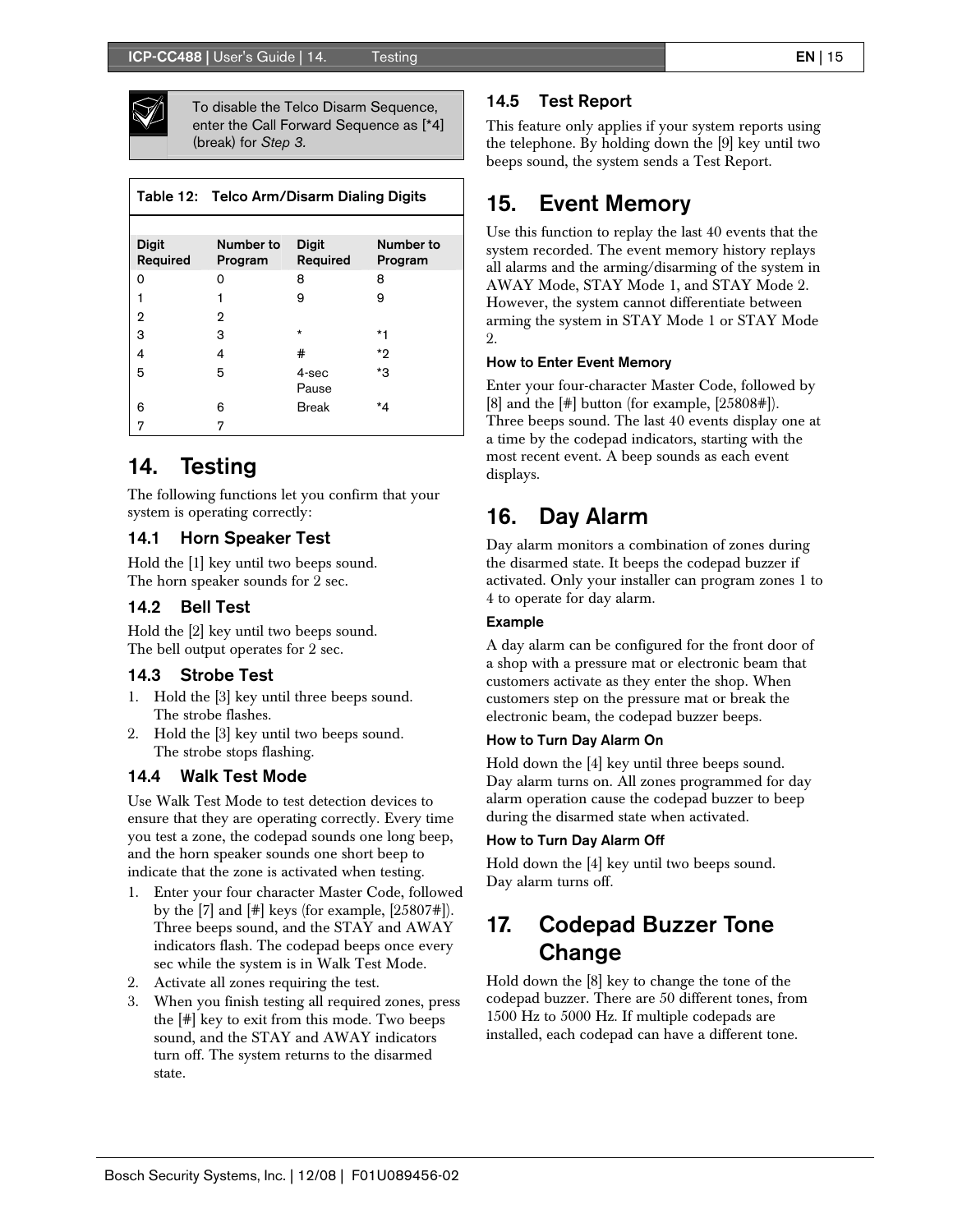To disable the Telco Disarm Sequence, enter the Call Forward Sequence as [*4] (break) for *Step 3*.

Table 12: Telco Arm/Disarm Dialing Digits

| Digit Required | Number to Program | Digit Required | Number to Program |
|---|---|---|---|
| 0 | 0 | 8 | 8 |
| 1 | 1 | 9 | 9 |
| 2 | 2 | | |
| 3 | 3 | * | *1 |
| 4 | 4 | # | *2 |
| 5 | 5 | 4-sec Pause | *3 |
| 6 | 6 | Break | *4 |
| 7 | 7 | | |

# 14. Testing

The following functions let you confirm that your system is operating correctly:

## 14.1 Horn Speaker Test

Hold the [1] key until two beeps sound.
The horn speaker sounds for 2 sec.

## 14.2 Bell Test

Hold the [2] key until two beeps sound.
The bell output operates for 2 sec.

## 14.3 Strobe Test

1. Hold the [3] key until three beeps sound.
   The strobe flashes.
2. Hold the [3] key until two beeps sound.
   The strobe stops flashing.

## 14.4 Walk Test Mode

Use Walk Test Mode to test detection devices to ensure that they are operating correctly. Every time you test a zone, the codepad sounds one long beep, and the horn speaker sounds one short beep to indicate that the zone is activated when testing.

1. Enter your four character Master Code, followed by the [7] and [#] keys (for example, [25807#]). Three beeps sound, and the STAY and AWAY indicators flash. The codepad beeps once every sec while the system is in Walk Test Mode.
2. Activate all zones requiring the test.
3. When you finish testing all required zones, press the [#] key to exit from this mode. Two beeps sound, and the STAY and AWAY indicators turn off. The system returns to the disarmed state.

## 14.5 Test Report

This feature only applies if your system reports using the telephone. By holding down the [9] key until two beeps sound, the system sends a Test Report.

# 15. Event Memory

Use this function to replay the last 40 events that the system recorded. The event memory history replays all alarms and the arming/disarming of the system in AWAY Mode, STAY Mode 1, and STAY Mode 2. However, the system cannot differentiate between arming the system in STAY Mode 1 or STAY Mode 2.

### How to Enter Event Memory

Enter your four-character Master Code, followed by [8] and the [#] button (for example, [25808#]). Three beeps sound. The last 40 events display one at a time by the codepad indicators, starting with the most recent event. A beep sounds as each event displays.

# 16. Day Alarm

Day alarm monitors a combination of zones during the disarmed state. It beeps the codepad buzzer if activated. Only your installer can program zones 1 to 4 to operate for day alarm.

### Example

A day alarm can be configured for the front door of a shop with a pressure mat or electronic beam that customers activate as they enter the shop. When customers step on the pressure mat or break the electronic beam, the codepad buzzer beeps.

### How to Turn Day Alarm On

Hold down the [4] key until three beeps sound.
Day alarm turns on. All zones programmed for day alarm operation cause the codepad buzzer to beep during the disarmed state when activated.

### How to Turn Day Alarm Off

Hold down the [4] key until two beeps sound.
Day alarm turns off.

# 17. Codepad Buzzer Tone Change

Hold down the [8] key to change the tone of the codepad buzzer. There are 50 different tones, from 1500 Hz to 5000 Hz. If multiple codepads are installed, each codepad can have a different tone.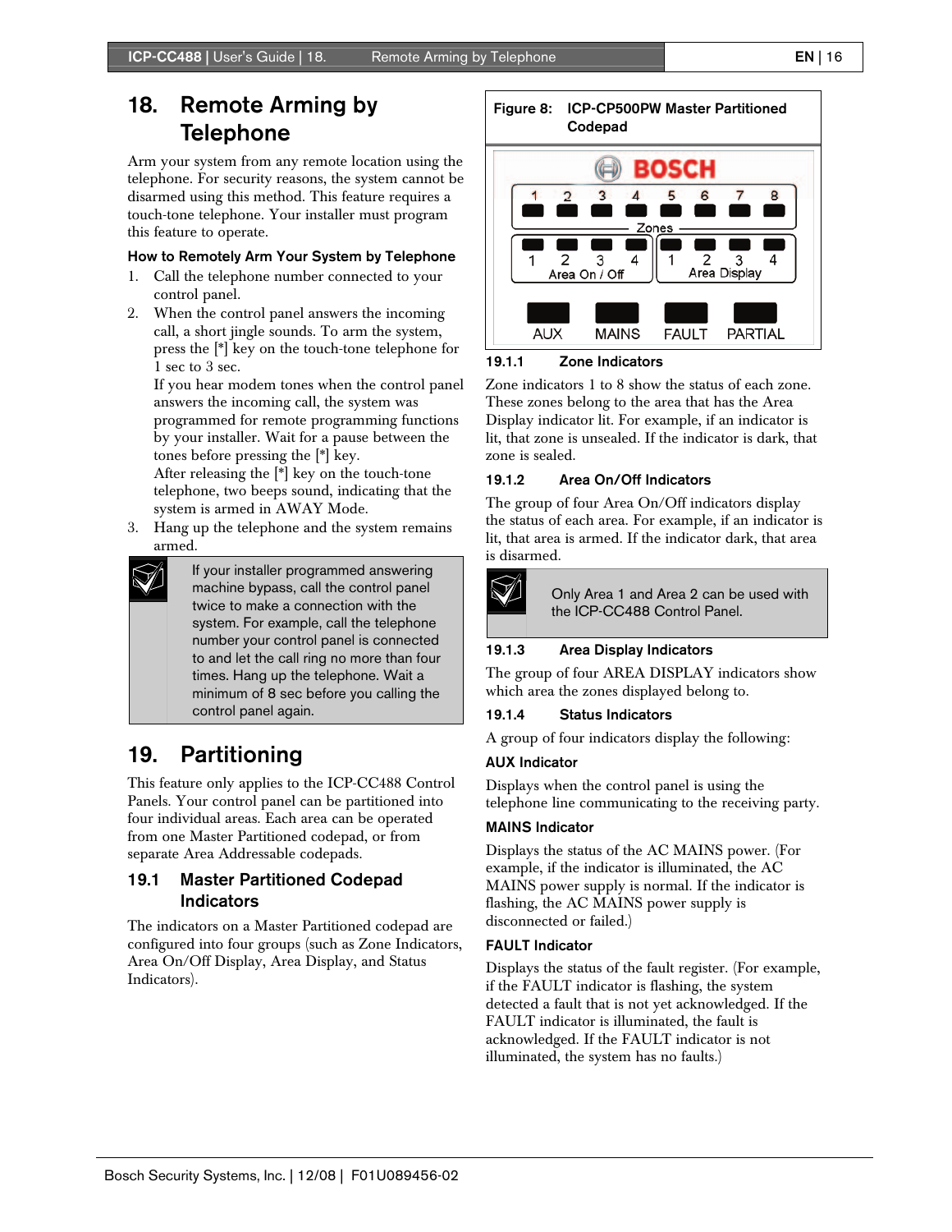# 18. Remote Arming by Telephone

Arm your system from any remote location using the telephone. For security reasons, the system cannot be disarmed using this method. This feature requires a touch-tone telephone. Your installer must program this feature to operate.

### How to Remotely Arm Your System by Telephone

1. Call the telephone number connected to your control panel.
2. When the control panel answers the incoming call, a short jingle sounds. To arm the system, press the [*] key on the touch-tone telephone for 1 sec to 3 sec.
   If you hear modem tones when the control panel answers the incoming call, the system was programmed for remote programming functions by your installer. Wait for a pause between the tones before pressing the [*] key.
   After releasing the [*] key on the touch-tone telephone, two beeps sound, indicating that the system is armed in AWAY Mode.
3. Hang up the telephone and the system remains armed.

> If your installer programmed answering machine bypass, call the control panel twice to make a connection with the system. For example, call the telephone number your control panel is connected to and let the call ring no more than four times. Hang up the telephone. Wait a minimum of 8 sec before you calling the control panel again.

# 19. Partitioning

This feature only applies to the ICP-CC488 Control Panels. Your control panel can be partitioned into four individual areas. Each area can be operated from one Master Partitioned codepad, or from separate Area Addressable codepads.

## 19.1 Master Partitioned Codepad Indicators

The indicators on a Master Partitioned codepad are configured into four groups (such as Zone Indicators, Area On/Off Display, Area Display, and Status Indicators).

**Figure 8: ICP-CP500PW Master Partitioned Codepad**

### 19.1.1 Zone Indicators

Zone indicators 1 to 8 show the status of each zone. These zones belong to the area that has the Area Display indicator lit. For example, if an indicator is lit, that zone is unsealed. If the indicator is dark, that zone is sealed.

### 19.1.2 Area On/Off Indicators

The group of four Area On/Off indicators display the status of each area. For example, if an indicator is lit, that area is armed. If the indicator dark, that area is disarmed.

> Only Area 1 and Area 2 can be used with the ICP-CC488 Control Panel.

### 19.1.3 Area Display Indicators

The group of four AREA DISPLAY indicators show which area the zones displayed belong to.

### 19.1.4 Status Indicators

A group of four indicators display the following:

#### AUX Indicator

Displays when the control panel is using the telephone line communicating to the receiving party.

#### MAINS Indicator

Displays the status of the AC MAINS power. (For example, if the indicator is illuminated, the AC MAINS power supply is normal. If the indicator is flashing, the AC MAINS power supply is disconnected or failed.)

#### FAULT Indicator

Displays the status of the fault register. (For example, if the FAULT indicator is flashing, the system detected a fault that is not yet acknowledged. If the FAULT indicator is illuminated, the fault is acknowledged. If the FAULT indicator is not illuminated, the system has no faults.)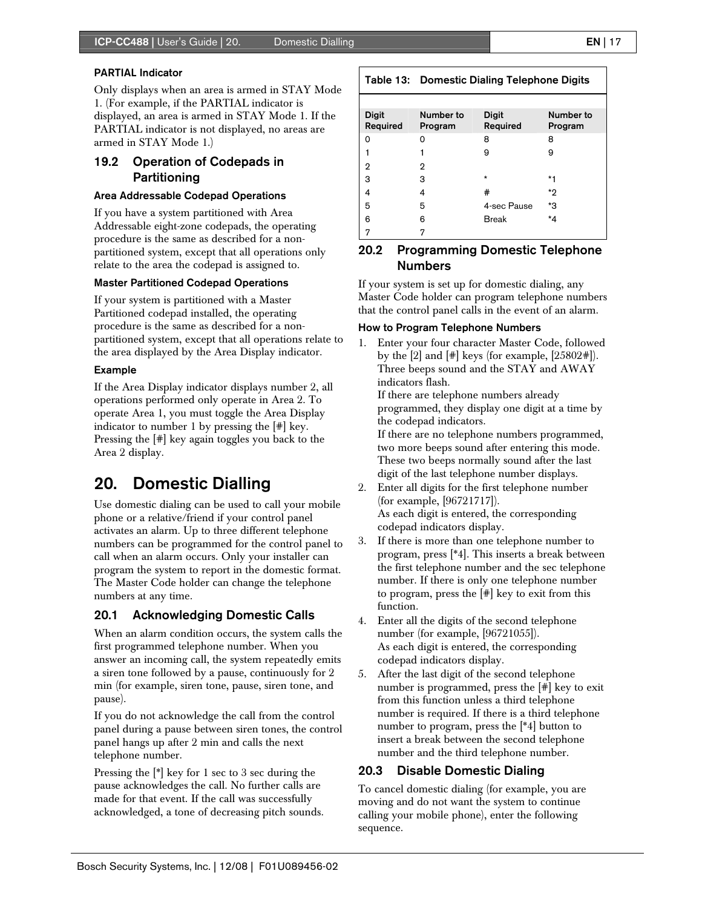### PARTIAL Indicator

Only displays when an area is armed in STAY Mode 1. (For example, if the PARTIAL indicator is displayed, an area is armed in STAY Mode 1. If the PARTIAL indicator is not displayed, no areas are armed in STAY Mode 1.)

## 19.2 Operation of Codepads in Partitioning

### Area Addressable Codepad Operations

If you have a system partitioned with Area Addressable eight-zone codepads, the operating procedure is the same as described for a non-partitioned system, except that all operations only relate to the area the codepad is assigned to.

### Master Partitioned Codepad Operations

If your system is partitioned with a Master Partitioned codepad installed, the operating procedure is the same as described for a non-partitioned system, except that all operations relate to the area displayed by the Area Display indicator.

### Example

If the Area Display indicator displays number 2, all operations performed only operate in Area 2. To operate Area 1, you must toggle the Area Display indicator to number 1 by pressing the [#] key. Pressing the [#] key again toggles you back to the Area 2 display.

# 20. Domestic Dialling

Use domestic dialing can be used to call your mobile phone or a relative/friend if your control panel activates an alarm. Up to three different telephone numbers can be programmed for the control panel to call when an alarm occurs. Only your installer can program the system to report in the domestic format. The Master Code holder can change the telephone numbers at any time.

## 20.1 Acknowledging Domestic Calls

When an alarm condition occurs, the system calls the first programmed telephone number. When you answer an incoming call, the system repeatedly emits a siren tone followed by a pause, continuously for 2 min (for example, siren tone, pause, siren tone, and pause).

If you do not acknowledge the call from the control panel during a pause between siren tones, the control panel hangs up after 2 min and calls the next telephone number.

Pressing the [*] key for 1 sec to 3 sec during the pause acknowledges the call. No further calls are made for that event. If the call was successfully acknowledged, a tone of decreasing pitch sounds.

**Table 13: Domestic Dialing Telephone Digits**

| Digit Required | Number to Program | Digit Required | Number to Program |
|---|---|---|---|
| 0 | 0 | 8 | 8 |
| 1 | 1 | 9 | 9 |
| 2 | 2 | | |
| 3 | 3 | * | *1 |
| 4 | 4 | # | *2 |
| 5 | 5 | 4-sec Pause | *3 |
| 6 | 6 | Break | *4 |
| 7 | 7 | | |

## 20.2 Programming Domestic Telephone Numbers

If your system is set up for domestic dialing, any Master Code holder can program telephone numbers that the control panel calls in the event of an alarm.

### How to Program Telephone Numbers

1. Enter your four character Master Code, followed by the [2] and [#] keys (for example, [25802#]). Three beeps sound and the STAY and AWAY indicators flash.
   If there are telephone numbers already programmed, they display one digit at a time by the codepad indicators.
   If there are no telephone numbers programmed, two more beeps sound after entering this mode. These two beeps normally sound after the last digit of the last telephone number displays.
2. Enter all digits for the first telephone number (for example, [96721717]).
   As each digit is entered, the corresponding codepad indicators display.
3. If there is more than one telephone number to program, press [*4]. This inserts a break between the first telephone number and the sec telephone number. If there is only one telephone number to program, press the [#] key to exit from this function.
4. Enter all the digits of the second telephone number (for example, [96721055]).
   As each digit is entered, the corresponding codepad indicators display.
5. After the last digit of the second telephone number is programmed, press the [#] key to exit from this function unless a third telephone number is required. If there is a third telephone number to program, press the [*4] button to insert a break between the second telephone number and the third telephone number.

## 20.3 Disable Domestic Dialing

To cancel domestic dialing (for example, you are moving and do not want the system to continue calling your mobile phone), enter the following sequence.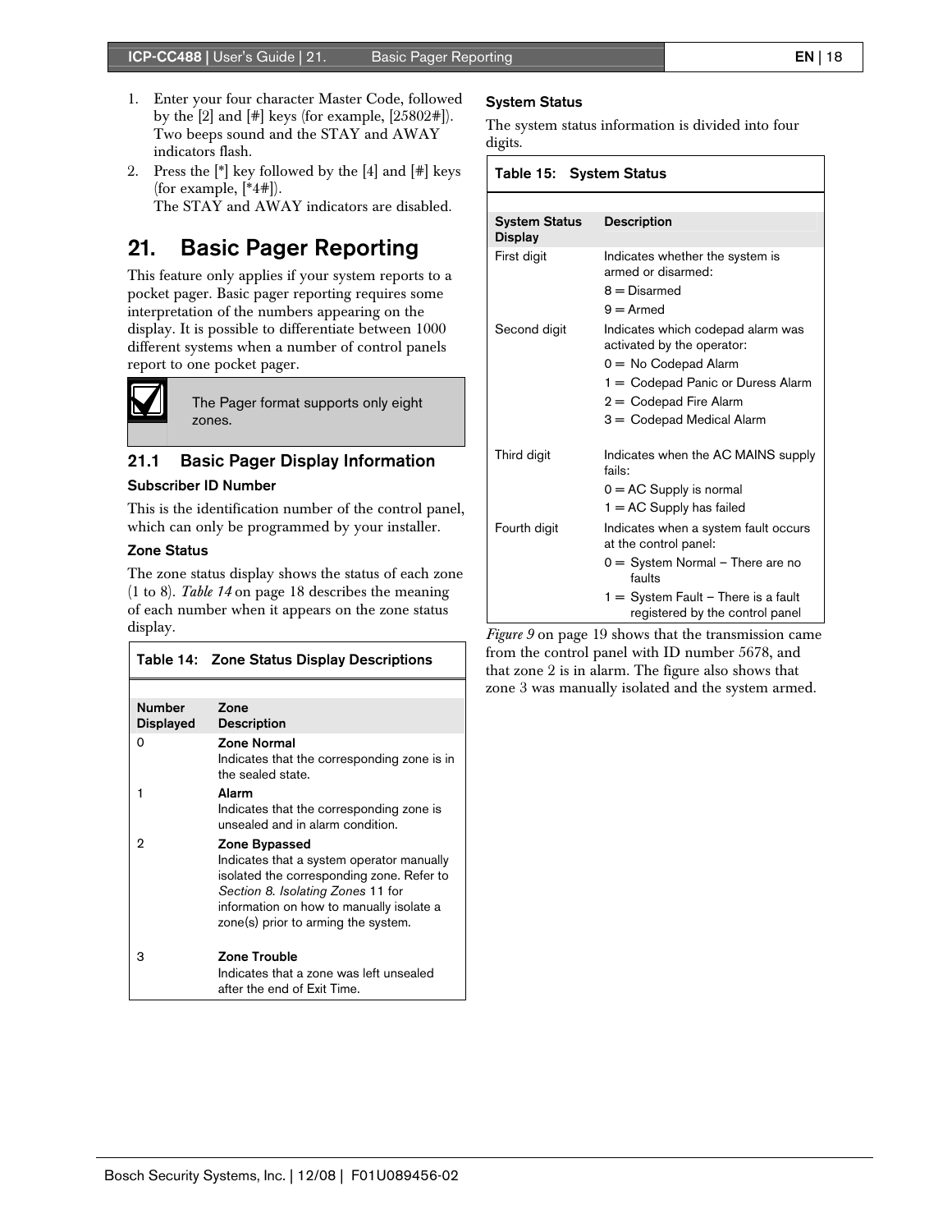1. Enter your four character Master Code, followed by the [2] and [#] keys (for example, [25802#]). Two beeps sound and the STAY and AWAY indicators flash.
2. Press the [*] key followed by the [4] and [#] keys (for example, [*4#]).
   The STAY and AWAY indicators are disabled.

# 21. Basic Pager Reporting

This feature only applies if your system reports to a pocket pager. Basic pager reporting requires some interpretation of the numbers appearing on the display. It is possible to differentiate between 1000 different systems when a number of control panels report to one pocket pager.

> The Pager format supports only eight zones.

## 21.1 Basic Pager Display Information

### Subscriber ID Number

This is the identification number of the control panel, which can only be programmed by your installer.

### Zone Status

The zone status display shows the status of each zone (1 to 8). *Table 14* on page 18 describes the meaning of each number when it appears on the zone status display.

**Table 14: Zone Status Display Descriptions**

| Number Displayed | Zone Description |
|---|---|
| 0 | **Zone Normal**<br>Indicates that the corresponding zone is in the sealed state. |
| 1 | **Alarm**<br>Indicates that the corresponding zone is unsealed and in alarm condition. |
| 2 | **Zone Bypassed**<br>Indicates that a system operator manually isolated the corresponding zone. Refer to *Section 8. Isolating Zones* 11 for information on how to manually isolate a zone(s) prior to arming the system. |
| 3 | **Zone Trouble**<br>Indicates that a zone was left unsealed after the end of Exit Time. |

### System Status

The system status information is divided into four digits.

**Table 15: System Status**

| System Status Display | Description |
|---|---|
| First digit | Indicates whether the system is armed or disarmed:<br>8 = Disarmed<br>9 = Armed |
| Second digit | Indicates which codepad alarm was activated by the operator:<br>0 = No Codepad Alarm<br>1 = Codepad Panic or Duress Alarm<br>2 = Codepad Fire Alarm<br>3 = Codepad Medical Alarm |
| Third digit | Indicates when the AC MAINS supply fails:<br>0 = AC Supply is normal<br>1 = AC Supply has failed |
| Fourth digit | Indicates when a system fault occurs at the control panel:<br>0 = System Normal – There are no faults<br>1 = System Fault – There is a fault registered by the control panel |

*Figure 9* on page 19 shows that the transmission came from the control panel with ID number 5678, and that zone 2 is in alarm. The figure also shows that zone 3 was manually isolated and the system armed.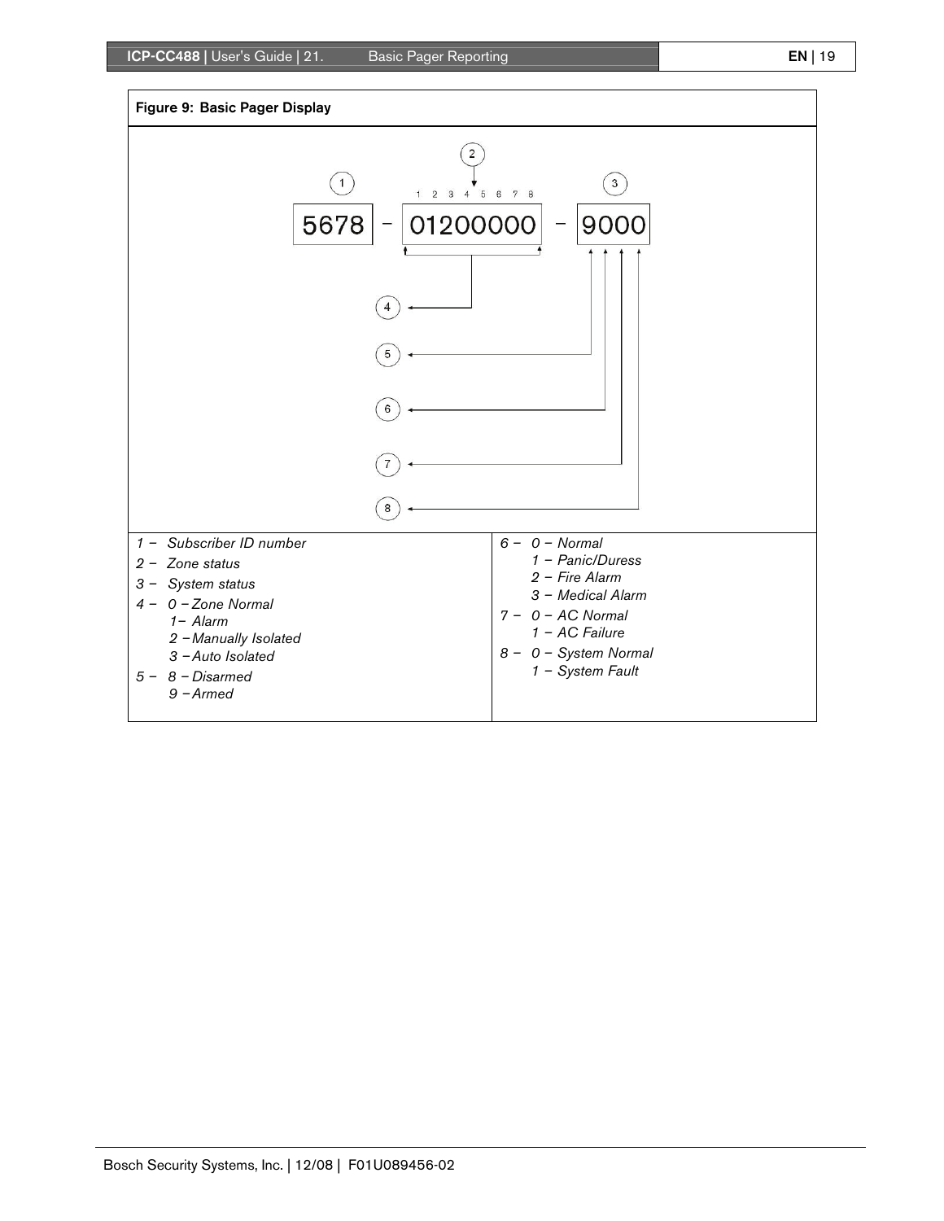**Figure 9: Basic Pager Display**

```
                         (2)
        (1)               |                      (3)
                   1 2 3 4 5 6 7 8
      5678    -    01200000          -         9000
```

1 – *Subscriber ID number*

2 – *Zone status*

3 – *System status*

4 – *0 – Zone Normal*
- *1– Alarm*
- *2 – Manually Isolated*
- *3 – Auto Isolated*

5 – *8 – Disarmed*
- *9 – Armed*

6 – *0 – Normal*
- *1 – Panic/Duress*
- *2 – Fire Alarm*
- *3 – Medical Alarm*

7 – *0 – AC Normal*
- *1 – AC Failure*

8 – *0 – System Normal*
- *1 – System Fault*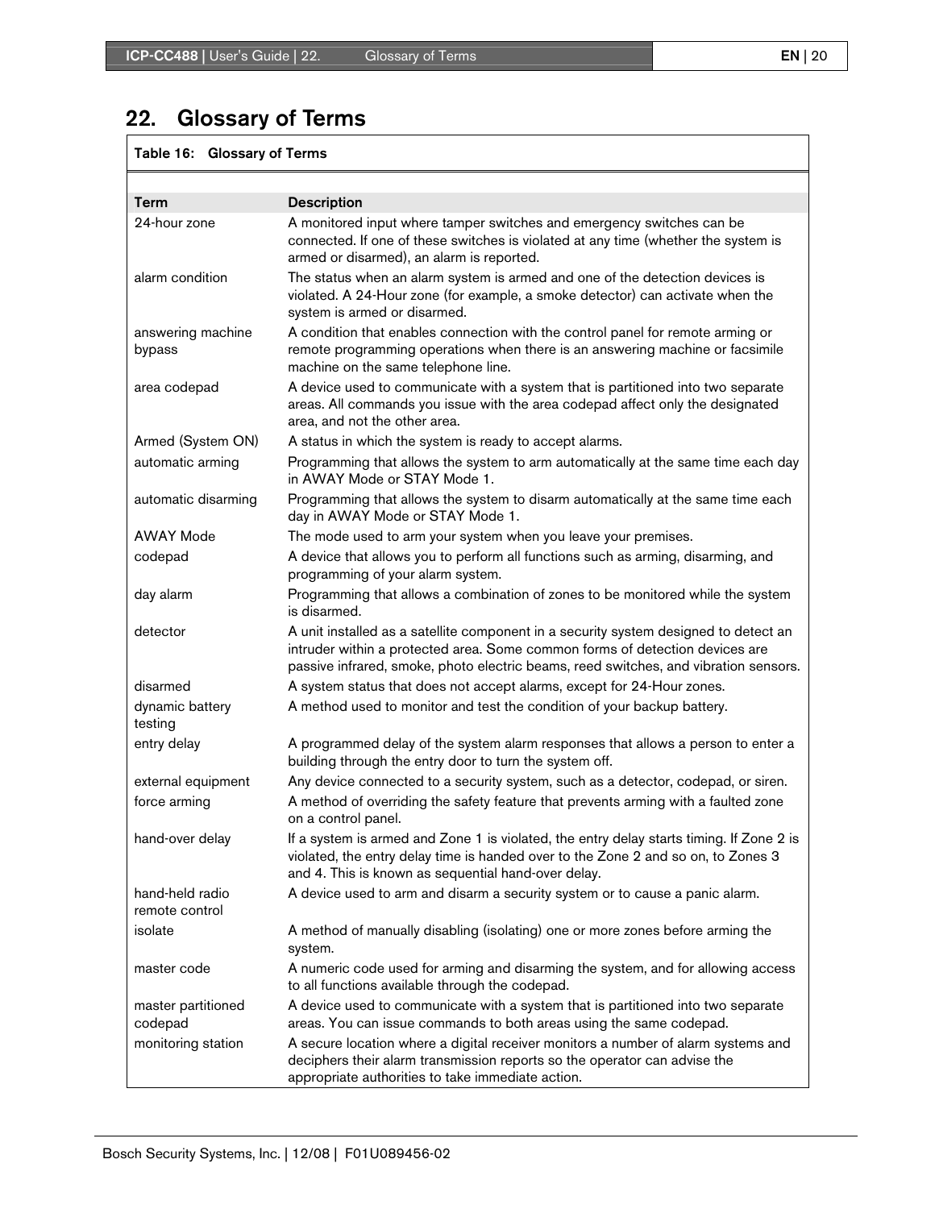# 22. Glossary of Terms

**Table 16: Glossary of Terms**

| Term | Description |
|---|---|
| 24-hour zone | A monitored input where tamper switches and emergency switches can be connected. If one of these switches is violated at any time (whether the system is armed or disarmed), an alarm is reported. |
| alarm condition | The status when an alarm system is armed and one of the detection devices is violated. A 24-Hour zone (for example, a smoke detector) can activate when the system is armed or disarmed. |
| answering machine bypass | A condition that enables connection with the control panel for remote arming or remote programming operations when there is an answering machine or facsimile machine on the same telephone line. |
| area codepad | A device used to communicate with a system that is partitioned into two separate areas. All commands you issue with the area codepad affect only the designated area, and not the other area. |
| Armed (System ON) | A status in which the system is ready to accept alarms. |
| automatic arming | Programming that allows the system to arm automatically at the same time each day in AWAY Mode or STAY Mode 1. |
| automatic disarming | Programming that allows the system to disarm automatically at the same time each day in AWAY Mode or STAY Mode 1. |
| AWAY Mode | The mode used to arm your system when you leave your premises. |
| codepad | A device that allows you to perform all functions such as arming, disarming, and programming of your alarm system. |
| day alarm | Programming that allows a combination of zones to be monitored while the system is disarmed. |
| detector | A unit installed as a satellite component in a security system designed to detect an intruder within a protected area. Some common forms of detection devices are passive infrared, smoke, photo electric beams, reed switches, and vibration sensors. |
| disarmed | A system status that does not accept alarms, except for 24-Hour zones. |
| dynamic battery testing | A method used to monitor and test the condition of your backup battery. |
| entry delay | A programmed delay of the system alarm responses that allows a person to enter a building through the entry door to turn the system off. |
| external equipment | Any device connected to a security system, such as a detector, codepad, or siren. |
| force arming | A method of overriding the safety feature that prevents arming with a faulted zone on a control panel. |
| hand-over delay | If a system is armed and Zone 1 is violated, the entry delay starts timing. If Zone 2 is violated, the entry delay time is handed over to the Zone 2 and so on, to Zones 3 and 4. This is known as sequential hand-over delay. |
| hand-held radio remote control | A device used to arm and disarm a security system or to cause a panic alarm. |
| isolate | A method of manually disabling (isolating) one or more zones before arming the system. |
| master code | A numeric code used for arming and disarming the system, and for allowing access to all functions available through the codepad. |
| master partitioned codepad | A device used to communicate with a system that is partitioned into two separate areas. You can issue commands to both areas using the same codepad. |
| monitoring station | A secure location where a digital receiver monitors a number of alarm systems and deciphers their alarm transmission reports so the operator can advise the appropriate authorities to take immediate action. |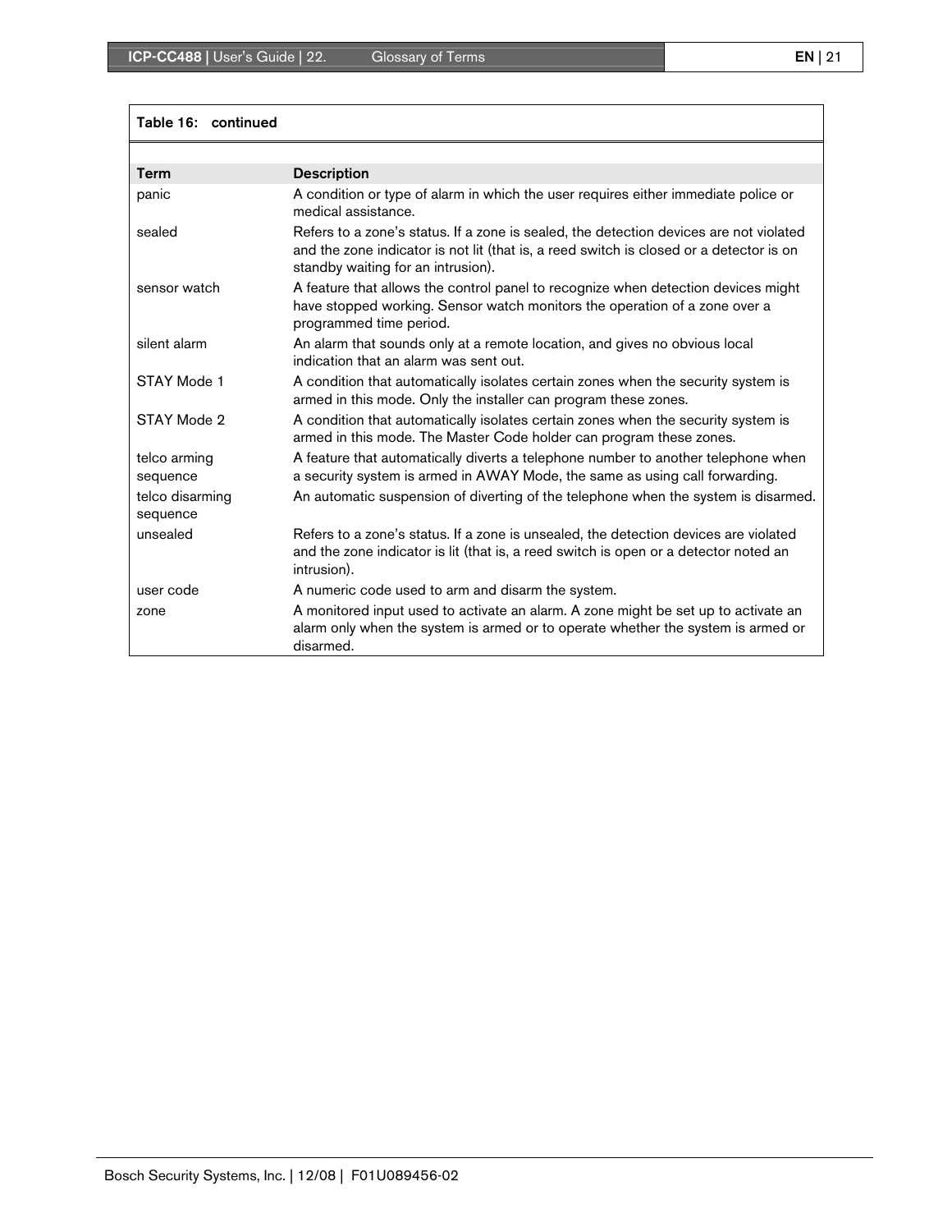**Table 16: continued**

| Term | Description |
|---|---|
| panic | A condition or type of alarm in which the user requires either immediate police or medical assistance. |
| sealed | Refers to a zone's status. If a zone is sealed, the detection devices are not violated and the zone indicator is not lit (that is, a reed switch is closed or a detector is on standby waiting for an intrusion). |
| sensor watch | A feature that allows the control panel to recognize when detection devices might have stopped working. Sensor watch monitors the operation of a zone over a programmed time period. |
| silent alarm | An alarm that sounds only at a remote location, and gives no obvious local indication that an alarm was sent out. |
| STAY Mode 1 | A condition that automatically isolates certain zones when the security system is armed in this mode. Only the installer can program these zones. |
| STAY Mode 2 | A condition that automatically isolates certain zones when the security system is armed in this mode. The Master Code holder can program these zones. |
| telco arming sequence | A feature that automatically diverts a telephone number to another telephone when a security system is armed in AWAY Mode, the same as using call forwarding. |
| telco disarming sequence | An automatic suspension of diverting of the telephone when the system is disarmed. |
| unsealed | Refers to a zone's status. If a zone is unsealed, the detection devices are violated and the zone indicator is lit (that is, a reed switch is open or a detector noted an intrusion). |
| user code | A numeric code used to arm and disarm the system. |
| zone | A monitored input used to activate an alarm. A zone might be set up to activate an alarm only when the system is armed or to operate whether the system is armed or disarmed. |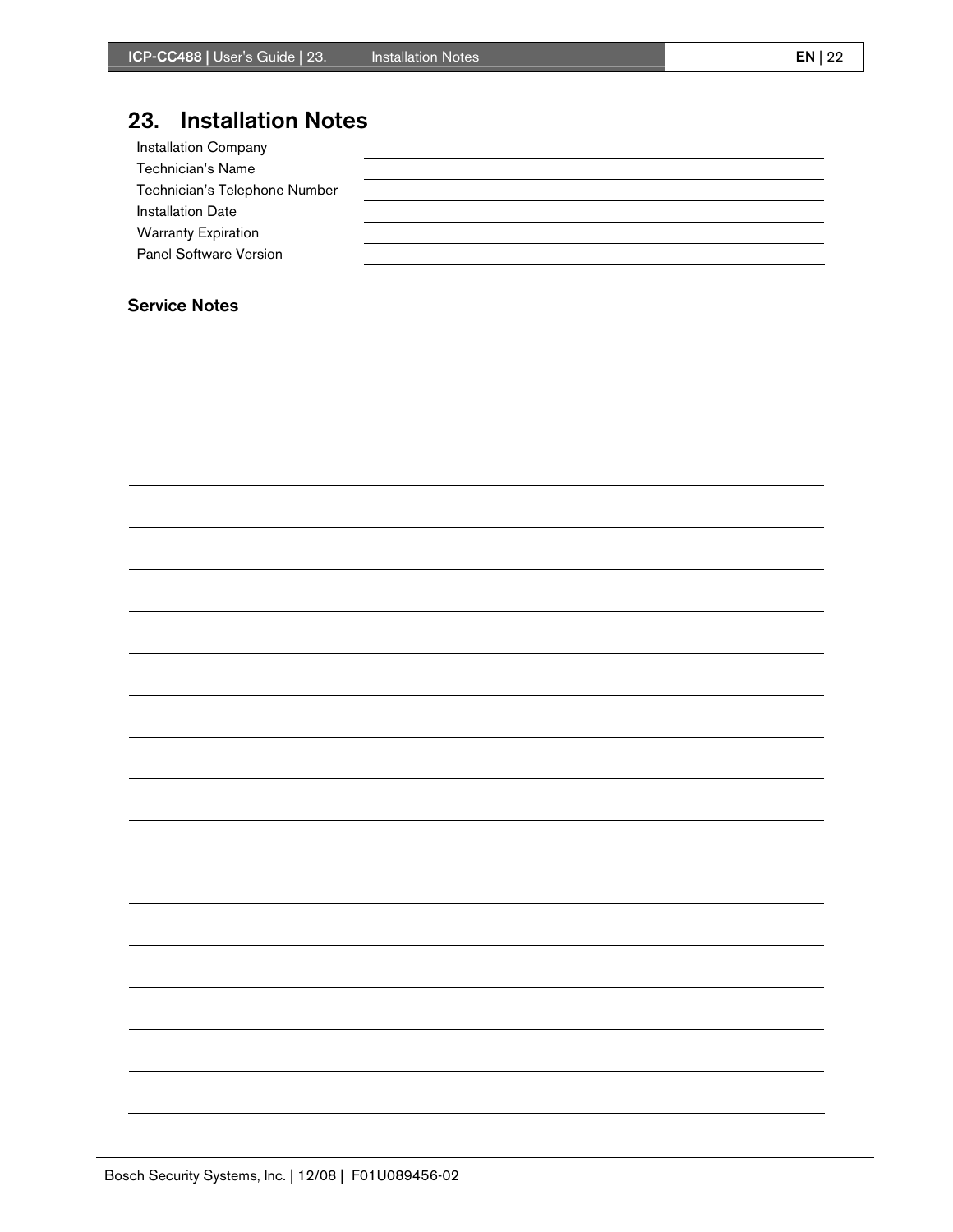# 23. Installation Notes

| | |
|---|---|
| Installation Company | |
| Technician's Name | |
| Technician's Telephone Number | |
| Installation Date | |
| Warranty Expiration | |
| Panel Software Version | |

## Service Notes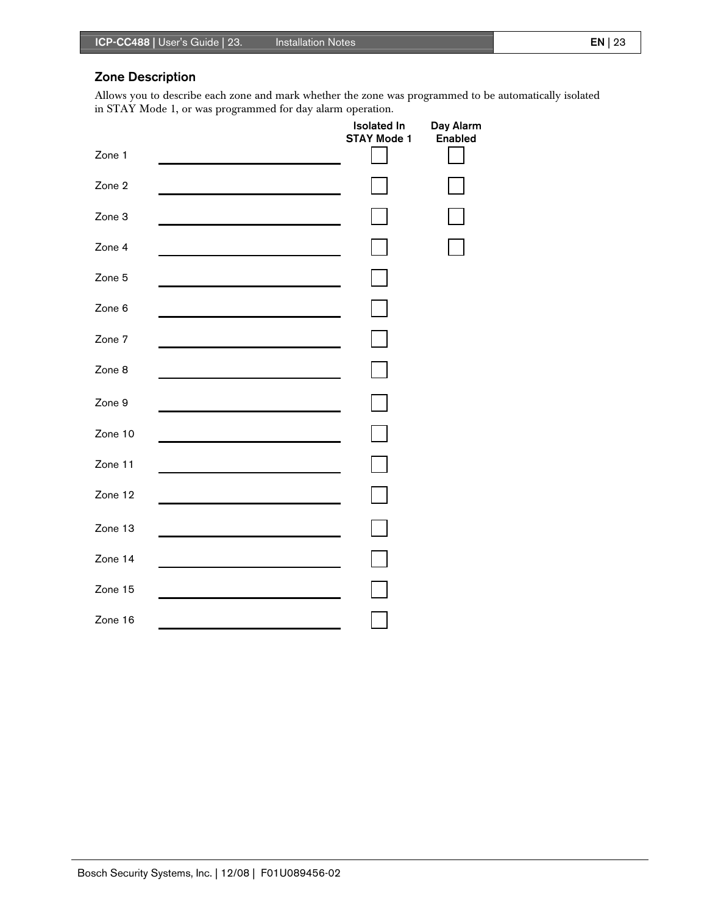## Zone Description

Allows you to describe each zone and mark whether the zone was programmed to be automatically isolated in STAY Mode 1, or was programmed for day alarm operation.

| | | Isolated In STAY Mode 1 | Day Alarm Enabled |
|---|---|---|---|
| Zone 1 | ______________________ | ☐ | ☐ |
| Zone 2 | ______________________ | ☐ | ☐ |
| Zone 3 | ______________________ | ☐ | ☐ |
| Zone 4 | ______________________ | ☐ | ☐ |
| Zone 5 | ______________________ | ☐ | |
| Zone 6 | ______________________ | ☐ | |
| Zone 7 | ______________________ | ☐ | |
| Zone 8 | ______________________ | ☐ | |
| Zone 9 | ______________________ | ☐ | |
| Zone 10 | ______________________ | ☐ | |
| Zone 11 | ______________________ | ☐ | |
| Zone 12 | ______________________ | ☐ | |
| Zone 13 | ______________________ | ☐ | |
| Zone 14 | ______________________ | ☐ | |
| Zone 15 | ______________________ | ☐ | |
| Zone 16 | ______________________ | ☐ | |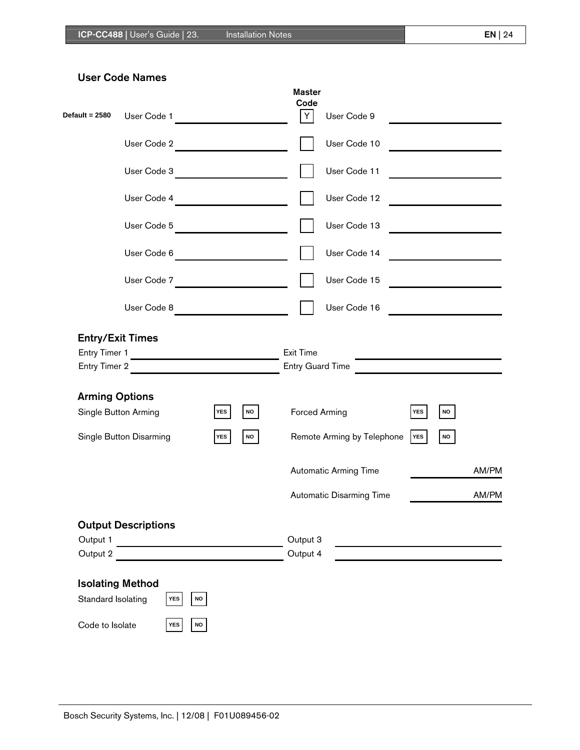## User Code Names

| | | Master Code | | |
|---|---|---|---|---|
| Default = 2580 | User Code 1 ____________ | Y | User Code 9 | ____________ |
| | User Code 2 ____________ | ☐ | User Code 10 | ____________ |
| | User Code 3 ____________ | ☐ | User Code 11 | ____________ |
| | User Code 4 ____________ | ☐ | User Code 12 | ____________ |
| | User Code 5 ____________ | ☐ | User Code 13 | ____________ |
| | User Code 6 ____________ | ☐ | User Code 14 | ____________ |
| | User Code 7 ____________ | ☐ | User Code 15 | ____________ |
| | User Code 8 ____________ | ☐ | User Code 16 | ____________ |

## Entry/Exit Times

Entry Timer 1 ____________ Exit Time ____________

Entry Timer 2 ____________ Entry Guard Time ____________

## Arming Options

Single Button Arming YES NO

Single Button Disarming YES NO

Forced Arming YES NO

Remote Arming by Telephone YES NO

Automatic Arming Time ____________ AM/PM

Automatic Disarming Time ____________ AM/PM

## Output Descriptions

Output 1 ____________ Output 3 ____________

Output 2 ____________ Output 4 ____________

## Isolating Method

Standard Isolating YES NO

Code to Isolate YES NO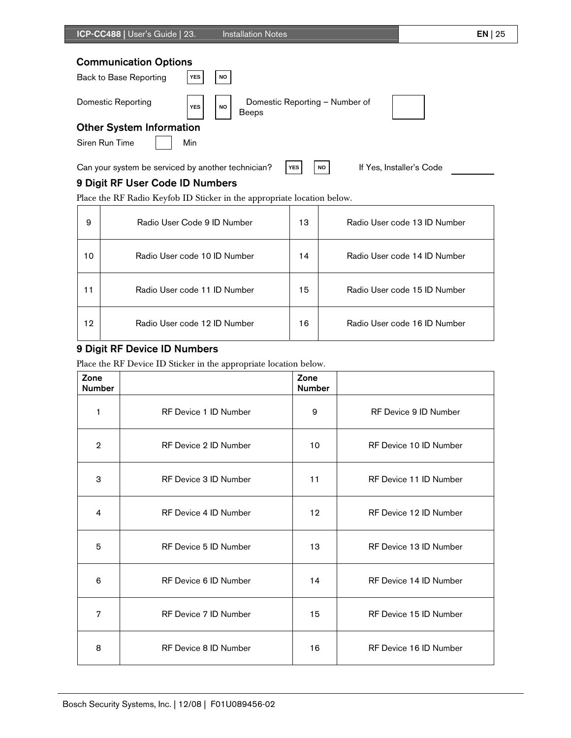## Communication Options

Back to Base Reporting YES NO

Domestic Reporting YES NO Domestic Reporting – Number of Beeps

## Other System Information

Siren Run Time Min

Can your system be serviced by another technician? YES NO If Yes, Installer's Code ________

## 9 Digit RF User Code ID Numbers

Place the RF Radio Keyfob ID Sticker in the appropriate location below.

| | | | |
|---|---|---|---|
| 9 | Radio User Code 9 ID Number | 13 | Radio User code 13 ID Number |
| 10 | Radio User code 10 ID Number | 14 | Radio User code 14 ID Number |
| 11 | Radio User code 11 ID Number | 15 | Radio User code 15 ID Number |
| 12 | Radio User code 12 ID Number | 16 | Radio User code 16 ID Number |

## 9 Digit RF Device ID Numbers

Place the RF Device ID Sticker in the appropriate location below.

| Zone Number | | Zone Number | |
|---|---|---|---|
| 1 | RF Device 1 ID Number | 9 | RF Device 9 ID Number |
| 2 | RF Device 2 ID Number | 10 | RF Device 10 ID Number |
| 3 | RF Device 3 ID Number | 11 | RF Device 11 ID Number |
| 4 | RF Device 4 ID Number | 12 | RF Device 12 ID Number |
| 5 | RF Device 5 ID Number | 13 | RF Device 13 ID Number |
| 6 | RF Device 6 ID Number | 14 | RF Device 14 ID Number |
| 7 | RF Device 7 ID Number | 15 | RF Device 15 ID Number |
| 8 | RF Device 8 ID Number | 16 | RF Device 16 ID Number |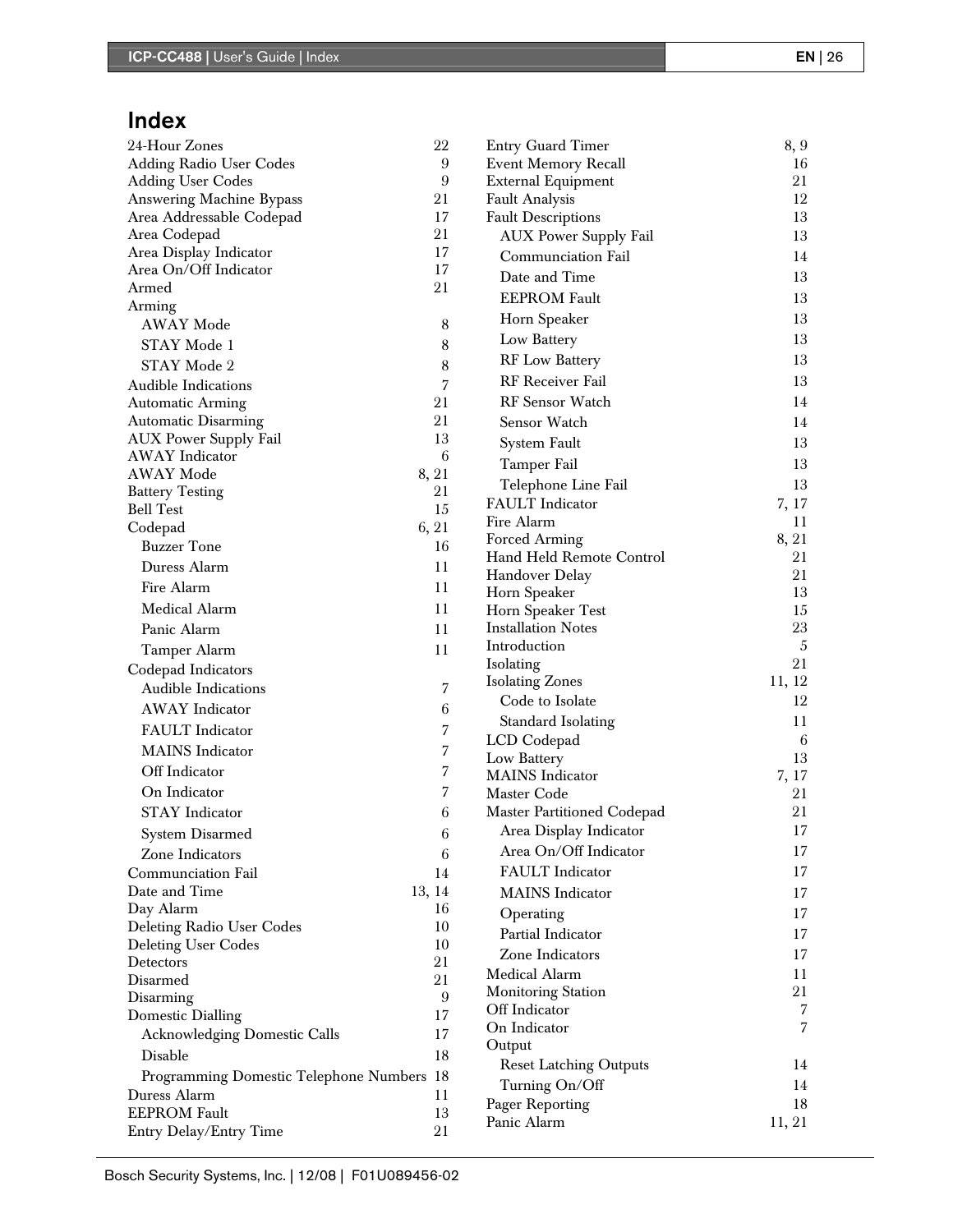# Index

| | |
|---|---|
| 24-Hour Zones | 22 |
| Adding Radio User Codes | 9 |
| Adding User Codes | 9 |
| Answering Machine Bypass | 21 |
| Area Addressable Codepad | 17 |
| Area Codepad | 21 |
| Area Display Indicator | 17 |
| Area On/Off Indicator | 17 |
| Armed | 21 |
| Arming | |
| &nbsp;&nbsp;AWAY Mode | 8 |
| &nbsp;&nbsp;STAY Mode 1 | 8 |
| &nbsp;&nbsp;STAY Mode 2 | 8 |
| Audible Indications | 7 |
| Automatic Arming | 21 |
| Automatic Disarming | 21 |
| AUX Power Supply Fail | 13 |
| AWAY Indicator | 6 |
| AWAY Mode | 8, 21 |
| Battery Testing | 21 |
| Bell Test | 15 |
| Codepad | 6, 21 |
| &nbsp;&nbsp;Buzzer Tone | 16 |
| &nbsp;&nbsp;Duress Alarm | 11 |
| &nbsp;&nbsp;Fire Alarm | 11 |
| &nbsp;&nbsp;Medical Alarm | 11 |
| &nbsp;&nbsp;Panic Alarm | 11 |
| &nbsp;&nbsp;Tamper Alarm | 11 |
| Codepad Indicators | |
| &nbsp;&nbsp;Audible Indications | 7 |
| &nbsp;&nbsp;AWAY Indicator | 6 |
| &nbsp;&nbsp;FAULT Indicator | 7 |
| &nbsp;&nbsp;MAINS Indicator | 7 |
| &nbsp;&nbsp;Off Indicator | 7 |
| &nbsp;&nbsp;On Indicator | 7 |
| &nbsp;&nbsp;STAY Indicator | 6 |
| &nbsp;&nbsp;System Disarmed | 6 |
| &nbsp;&nbsp;Zone Indicators | 6 |
| Communciation Fail | 14 |
| Date and Time | 13, 14 |
| Day Alarm | 16 |
| Deleting Radio User Codes | 10 |
| Deleting User Codes | 10 |
| Detectors | 21 |
| Disarmed | 21 |
| Disarming | 9 |
| Domestic Dialling | 17 |
| &nbsp;&nbsp;Acknowledging Domestic Calls | 17 |
| &nbsp;&nbsp;Disable | 18 |
| &nbsp;&nbsp;Programming Domestic Telephone Numbers | 18 |
| Duress Alarm | 11 |
| EEPROM Fault | 13 |
| Entry Delay/Entry Time | 21 |
| Entry Guard Timer | 8, 9 |
| Event Memory Recall | 16 |
| External Equipment | 21 |
| Fault Analysis | 12 |
| Fault Descriptions | 13 |
| &nbsp;&nbsp;AUX Power Supply Fail | 13 |
| &nbsp;&nbsp;Communciation Fail | 14 |
| &nbsp;&nbsp;Date and Time | 13 |
| &nbsp;&nbsp;EEPROM Fault | 13 |
| &nbsp;&nbsp;Horn Speaker | 13 |
| &nbsp;&nbsp;Low Battery | 13 |
| &nbsp;&nbsp;RF Low Battery | 13 |
| &nbsp;&nbsp;RF Receiver Fail | 13 |
| &nbsp;&nbsp;RF Sensor Watch | 14 |
| &nbsp;&nbsp;Sensor Watch | 14 |
| &nbsp;&nbsp;System Fault | 13 |
| &nbsp;&nbsp;Tamper Fail | 13 |
| &nbsp;&nbsp;Telephone Line Fail | 13 |
| FAULT Indicator | 7, 17 |
| Fire Alarm | 11 |
| Forced Arming | 8, 21 |
| Hand Held Remote Control | 21 |
| Handover Delay | 21 |
| Horn Speaker | 13 |
| Horn Speaker Test | 15 |
| Installation Notes | 23 |
| Introduction | 5 |
| Isolating | 21 |
| Isolating Zones | 11, 12 |
| &nbsp;&nbsp;Code to Isolate | 12 |
| &nbsp;&nbsp;Standard Isolating | 11 |
| LCD Codepad | 6 |
| Low Battery | 13 |
| MAINS Indicator | 7, 17 |
| Master Code | 21 |
| Master Partitioned Codepad | 21 |
| &nbsp;&nbsp;Area Display Indicator | 17 |
| &nbsp;&nbsp;Area On/Off Indicator | 17 |
| &nbsp;&nbsp;FAULT Indicator | 17 |
| &nbsp;&nbsp;MAINS Indicator | 17 |
| &nbsp;&nbsp;Operating | 17 |
| &nbsp;&nbsp;Partial Indicator | 17 |
| &nbsp;&nbsp;Zone Indicators | 17 |
| Medical Alarm | 11 |
| Monitoring Station | 21 |
| Off Indicator | 7 |
| On Indicator | 7 |
| Output | |
| &nbsp;&nbsp;Reset Latching Outputs | 14 |
| &nbsp;&nbsp;Turning On/Off | 14 |
| Pager Reporting | 18 |
| Panic Alarm | 11, 21 |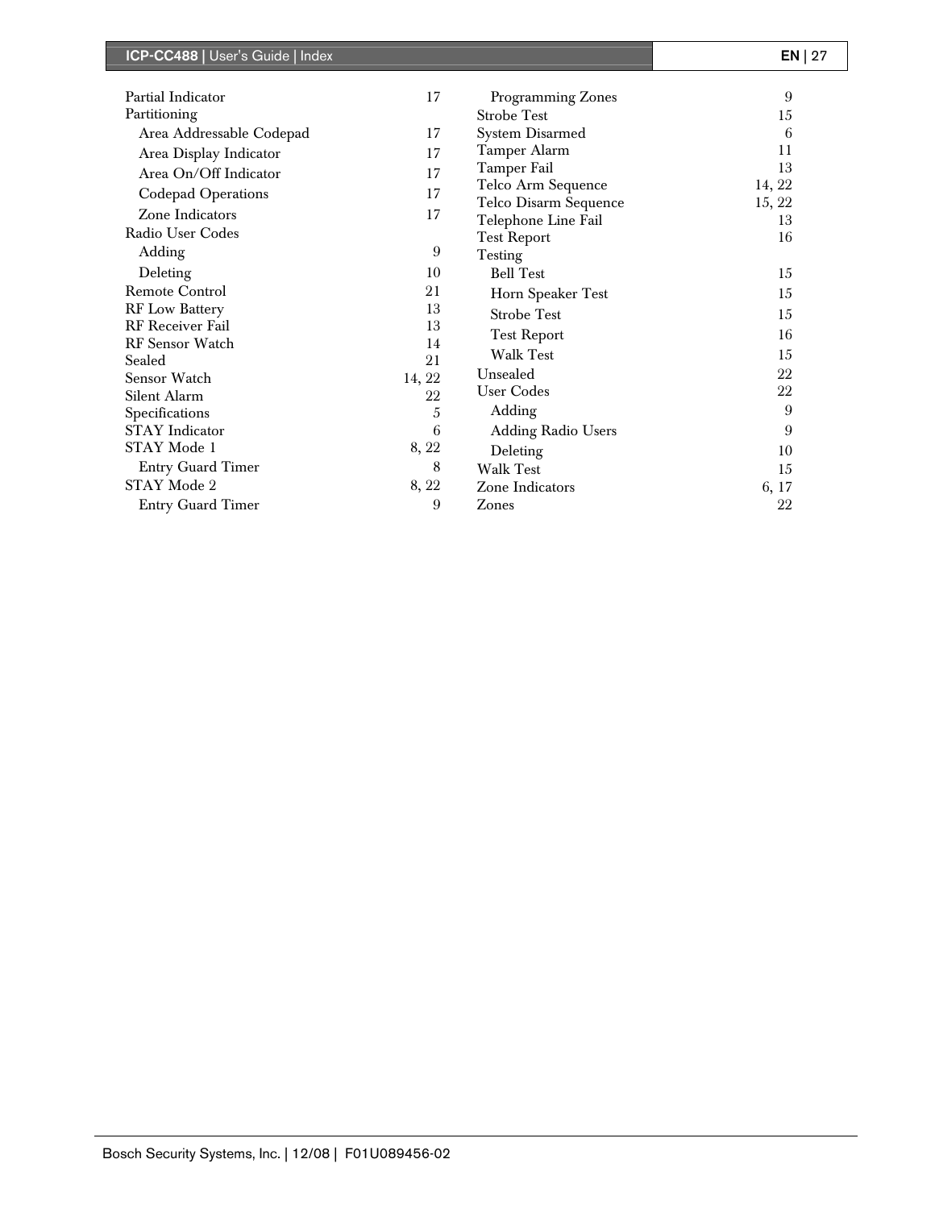Partial Indicator 17
Partitioning
  Area Addressable Codepad 17
  Area Display Indicator 17
  Area On/Off Indicator 17
  Codepad Operations 17
  Zone Indicators 17
Radio User Codes
  Adding 9
  Deleting 10
Remote Control 21
RF Low Battery 13
RF Receiver Fail 13
RF Sensor Watch 14
Sealed 21
Sensor Watch 14, 22
Silent Alarm 22
Specifications 5
STAY Indicator 6
STAY Mode 1 8, 22
  Entry Guard Timer 8
STAY Mode 2 8, 22
  Entry Guard Timer 9
  Programming Zones 9
Strobe Test 15
System Disarmed 6
Tamper Alarm 11
Tamper Fail 13
Telco Arm Sequence 14, 22
Telco Disarm Sequence 15, 22
Telephone Line Fail 13
Test Report 16
Testing
  Bell Test 15
  Horn Speaker Test 15
  Strobe Test 15
  Test Report 16
  Walk Test 15
Unsealed 22
User Codes 22
  Adding 9
  Adding Radio Users 9
  Deleting 10
Walk Test 15
Zone Indicators 6, 17
Zones 22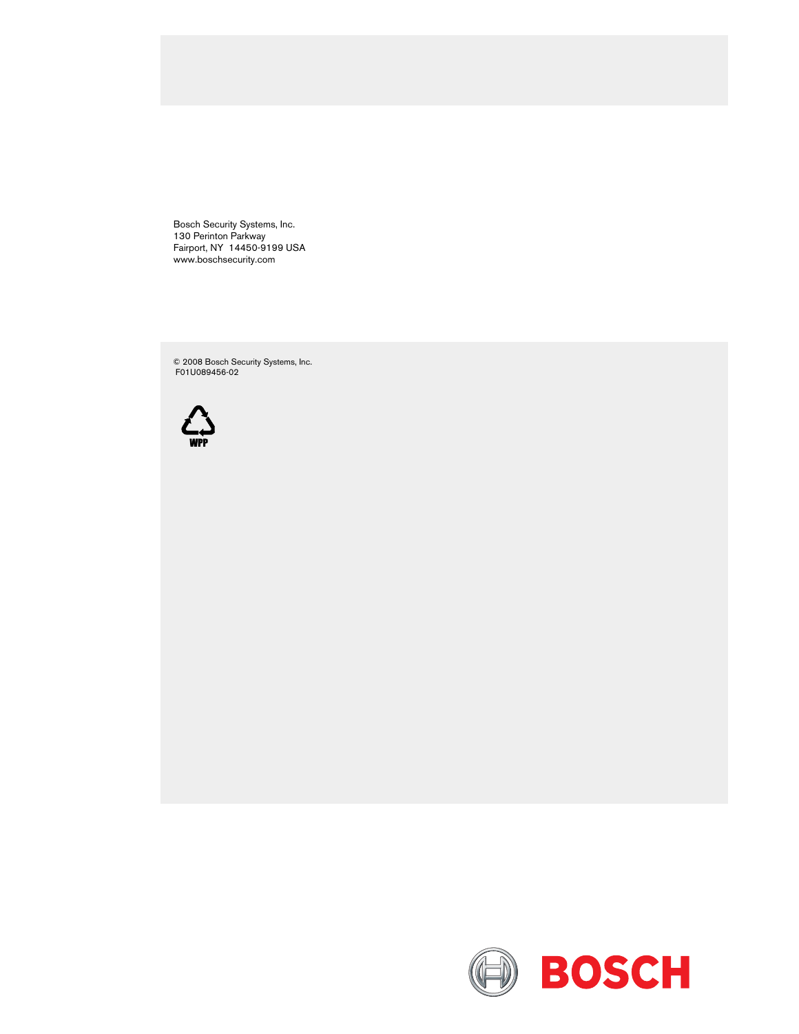Bosch Security Systems, Inc.
130 Perinton Parkway
Fairport, NY 14450-9199 USA
www.boschsecurity.com

© 2008 Bosch Security Systems, Inc.
F01U089456-02

WPP

BOSCH